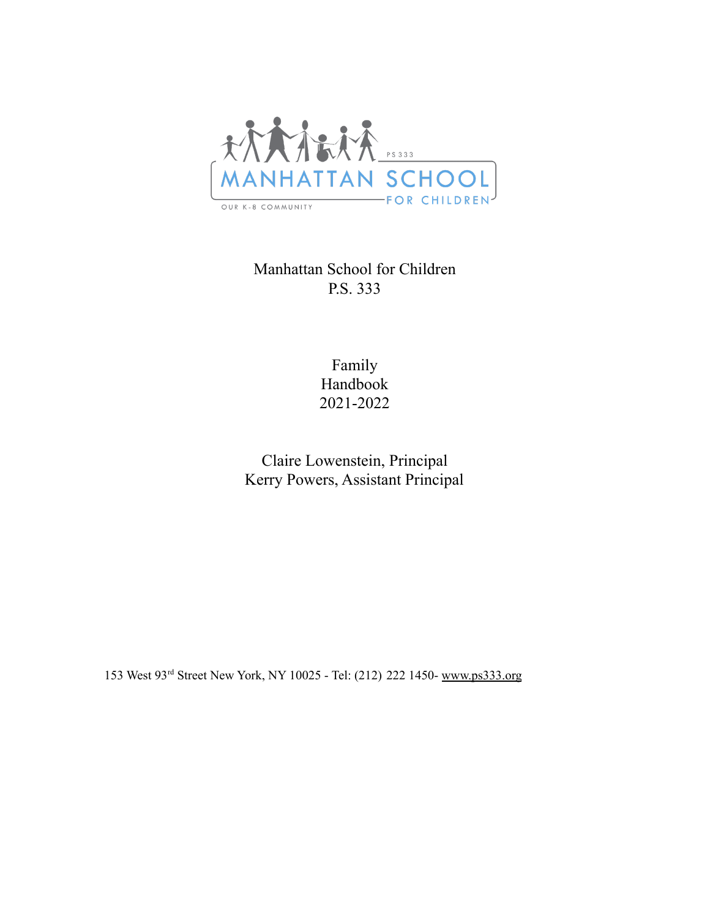# Manhattan School for Children
# P.S. 333

## Family Handbook 2021-2022

Claire Lowenstein, Principal
Kerry Powers, Assistant Principal

153 West 93rd Street New York, NY 10025 - Tel: (212) 222 1450- www.ps333.org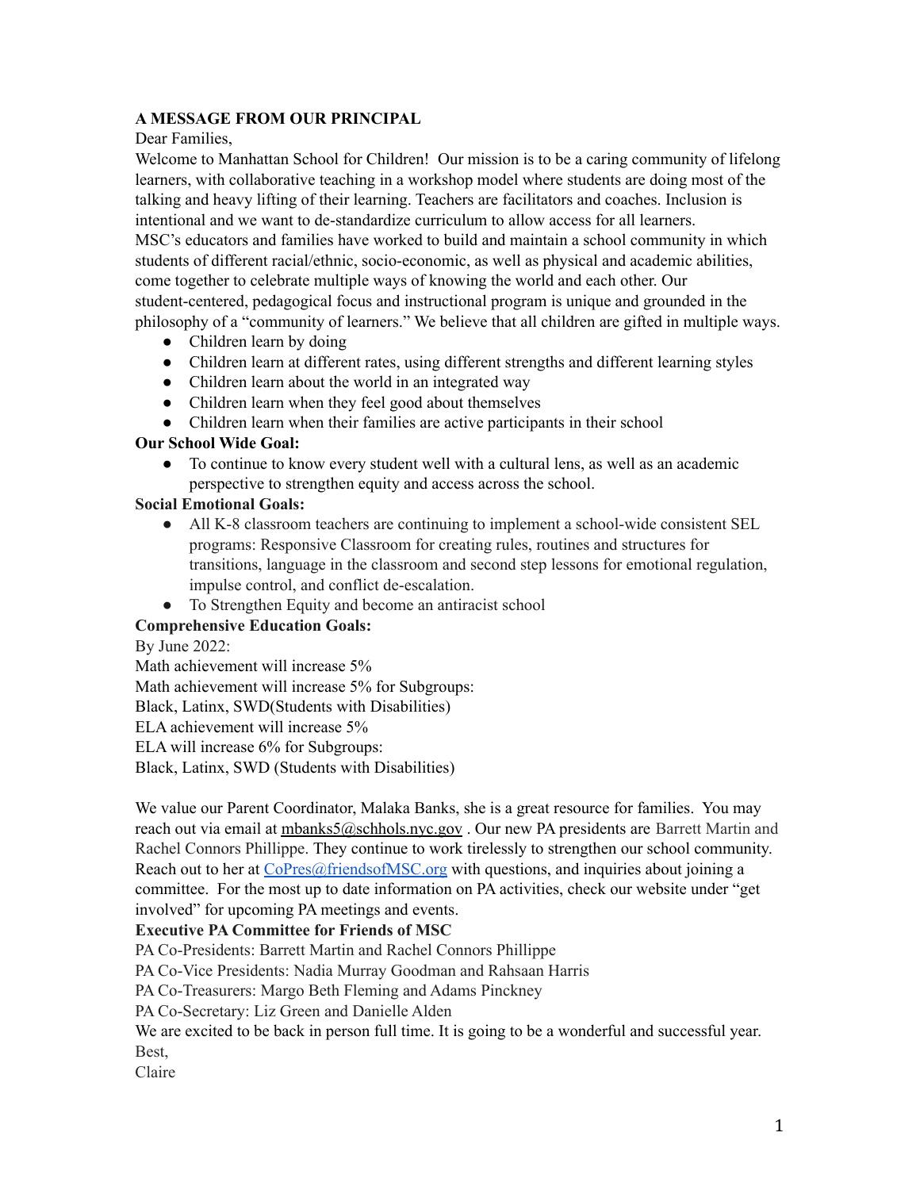**A MESSAGE FROM OUR PRINCIPAL**

Dear Families,

Welcome to Manhattan School for Children! Our mission is to be a caring community of lifelong learners, with collaborative teaching in a workshop model where students are doing most of the talking and heavy lifting of their learning. Teachers are facilitators and coaches. Inclusion is intentional and we want to de-standardize curriculum to allow access for all learners.

MSC's educators and families have worked to build and maintain a school community in which students of different racial/ethnic, socio-economic, as well as physical and academic abilities, come together to celebrate multiple ways of knowing the world and each other. Our student-centered, pedagogical focus and instructional program is unique and grounded in the philosophy of a "community of learners." We believe that all children are gifted in multiple ways.

- Children learn by doing
- Children learn at different rates, using different strengths and different learning styles
- Children learn about the world in an integrated way
- Children learn when they feel good about themselves
- Children learn when their families are active participants in their school

**Our School Wide Goal:**

- To continue to know every student well with a cultural lens, as well as an academic perspective to strengthen equity and access across the school.

**Social Emotional Goals:**

- All K-8 classroom teachers are continuing to implement a school-wide consistent SEL programs: Responsive Classroom for creating rules, routines and structures for transitions, language in the classroom and second step lessons for emotional regulation, impulse control, and conflict de-escalation.
- To Strengthen Equity and become an antiracist school

**Comprehensive Education Goals:**

By June 2022:

Math achievement will increase 5%

Math achievement will increase 5% for Subgroups:

Black, Latinx, SWD(Students with Disabilities)

ELA achievement will increase 5%

ELA will increase 6% for Subgroups:

Black, Latinx, SWD (Students with Disabilities)

We value our Parent Coordinator, Malaka Banks, she is a great resource for families. You may reach out via email at mbanks5@schhols.nyc.gov . Our new PA presidents are Barrett Martin and Rachel Connors Phillippe. They continue to work tirelessly to strengthen our school community. Reach out to her at CoPres@friendsofMSC.org with questions, and inquiries about joining a committee. For the most up to date information on PA activities, check our website under "get involved" for upcoming PA meetings and events.

**Executive PA Committee for Friends of MSC**

PA Co-Presidents: Barrett Martin and Rachel Connors Phillippe

PA Co-Vice Presidents: Nadia Murray Goodman and Rahsaan Harris

PA Co-Treasurers: Margo Beth Fleming and Adams Pinckney

PA Co-Secretary: Liz Green and Danielle Alden

We are excited to be back in person full time. It is going to be a wonderful and successful year.

Best,

Claire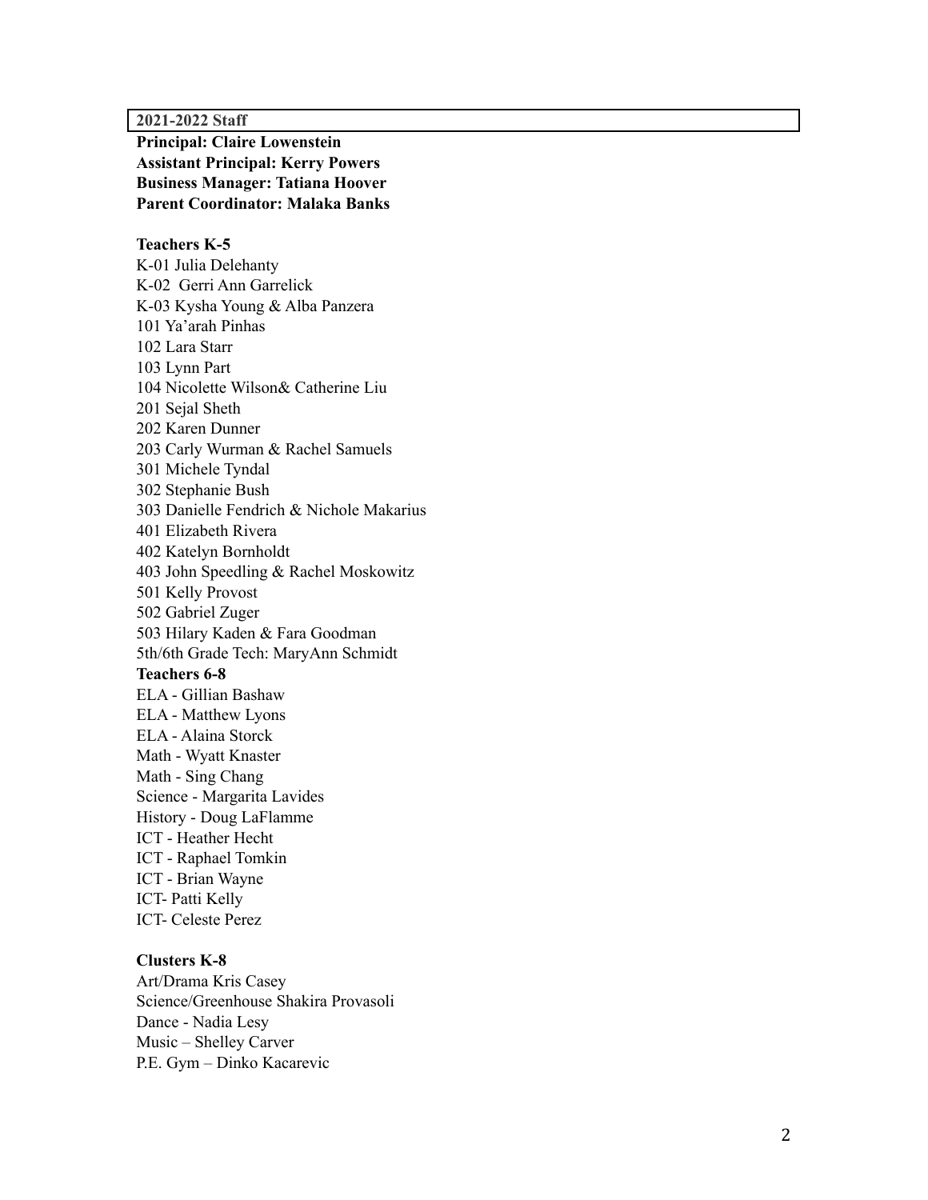**2021-2022 Staff**

**Principal: Claire Lowenstein**
**Assistant Principal: Kerry Powers**
**Business Manager: Tatiana Hoover**
**Parent Coordinator: Malaka Banks**

**Teachers K-5**

K-01 Julia Delehanty
K-02 Gerri Ann Garrelick
K-03 Kysha Young & Alba Panzera
101 Ya'arah Pinhas
102 Lara Starr
103 Lynn Part
104 Nicolette Wilson& Catherine Liu
201 Sejal Sheth
202 Karen Dunner
203 Carly Wurman & Rachel Samuels
301 Michele Tyndal
302 Stephanie Bush
303 Danielle Fendrich & Nichole Makarius
401 Elizabeth Rivera
402 Katelyn Bornholdt
403 John Speedling & Rachel Moskowitz
501 Kelly Provost
502 Gabriel Zuger
503 Hilary Kaden & Fara Goodman
5th/6th Grade Tech: MaryAnn Schmidt

**Teachers 6-8**

ELA - Gillian Bashaw
ELA - Matthew Lyons
ELA - Alaina Storck
Math - Wyatt Knaster
Math - Sing Chang
Science - Margarita Lavides
History - Doug LaFlamme
ICT - Heather Hecht
ICT - Raphael Tomkin
ICT - Brian Wayne
ICT- Patti Kelly
ICT- Celeste Perez

**Clusters K-8**

Art/Drama Kris Casey
Science/Greenhouse Shakira Provasoli
Dance - Nadia Lesy
Music – Shelley Carver
P.E. Gym – Dinko Kacarevic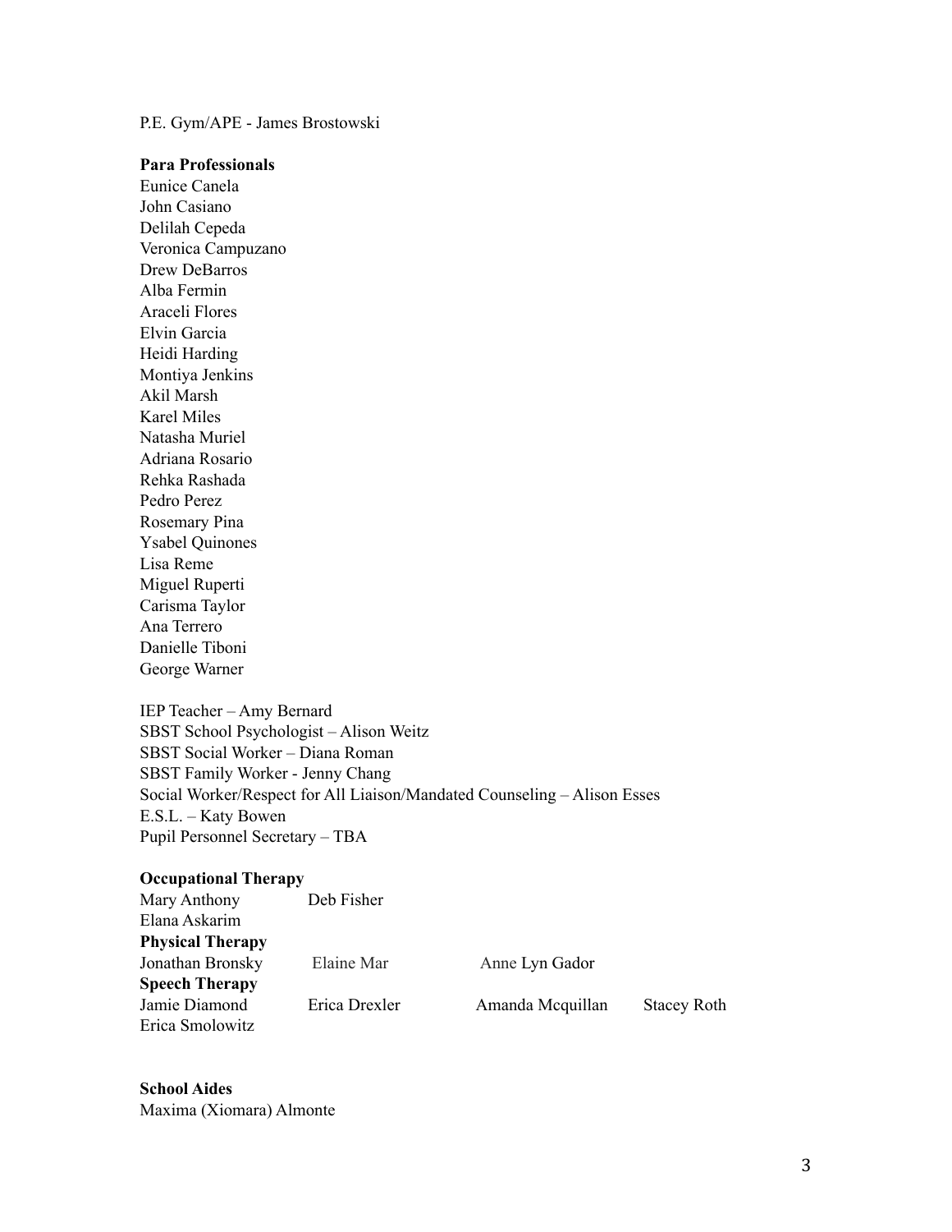P.E. Gym/APE - James Brostowski

**Para Professionals**

Eunice Canela
John Casiano
Delilah Cepeda
Veronica Campuzano
Drew DeBarros
Alba Fermin
Araceli Flores
Elvin Garcia
Heidi Harding
Montiya Jenkins
Akil Marsh
Karel Miles
Natasha Muriel
Adriana Rosario
Rehka Rashada
Pedro Perez
Rosemary Pina
Ysabel Quinones
Lisa Reme
Miguel Ruperti
Carisma Taylor
Ana Terrero
Danielle Tiboni
George Warner

IEP Teacher – Amy Bernard
SBST School Psychologist – Alison Weitz
SBST Social Worker – Diana Roman
SBST Family Worker - Jenny Chang
Social Worker/Respect for All Liaison/Mandated Counseling – Alison Esses
E.S.L. – Katy Bowen
Pupil Personnel Secretary – TBA

**Occupational Therapy**

Mary Anthony    Deb Fisher
Elana Askarim

**Physical Therapy**

Jonathan Bronsky    Elaine Mar    Anne Lyn Gador

**Speech Therapy**

Jamie Diamond    Erica Drexler    Amanda Mcquillan    Stacey Roth
Erica Smolowitz

**School Aides**

Maxima (Xiomara) Almonte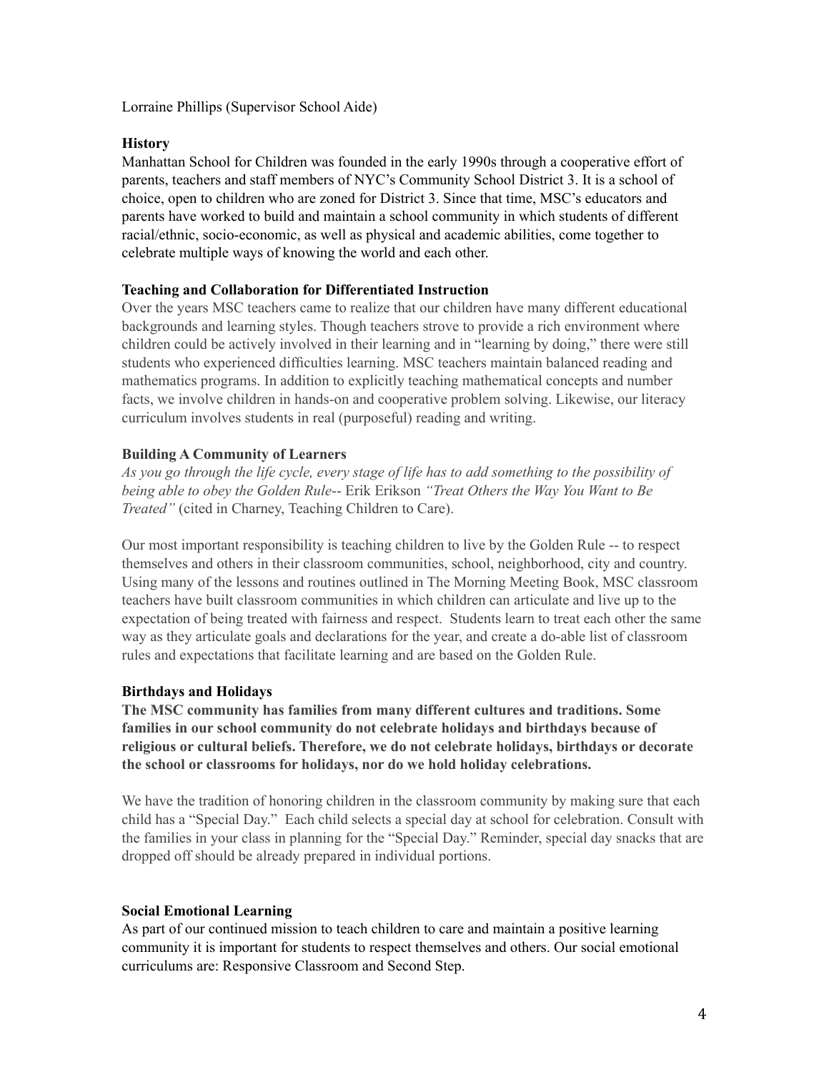Lorraine Phillips (Supervisor School Aide)

### History

Manhattan School for Children was founded in the early 1990s through a cooperative effort of parents, teachers and staff members of NYC's Community School District 3. It is a school of choice, open to children who are zoned for District 3. Since that time, MSC's educators and parents have worked to build and maintain a school community in which students of different racial/ethnic, socio-economic, as well as physical and academic abilities, come together to celebrate multiple ways of knowing the world and each other.

### Teaching and Collaboration for Differentiated Instruction

Over the years MSC teachers came to realize that our children have many different educational backgrounds and learning styles. Though teachers strove to provide a rich environment where children could be actively involved in their learning and in "learning by doing," there were still students who experienced difficulties learning. MSC teachers maintain balanced reading and mathematics programs. In addition to explicitly teaching mathematical concepts and number facts, we involve children in hands-on and cooperative problem solving. Likewise, our literacy curriculum involves students in real (purposeful) reading and writing.

### Building A Community of Learners

*As you go through the life cycle, every stage of life has to add something to the possibility of being able to obey the Golden Rule*-- Erik Erikson *"Treat Others the Way You Want to Be Treated"* (cited in Charney, Teaching Children to Care).

Our most important responsibility is teaching children to live by the Golden Rule -- to respect themselves and others in their classroom communities, school, neighborhood, city and country. Using many of the lessons and routines outlined in The Morning Meeting Book, MSC classroom teachers have built classroom communities in which children can articulate and live up to the expectation of being treated with fairness and respect. Students learn to treat each other the same way as they articulate goals and declarations for the year, and create a do-able list of classroom rules and expectations that facilitate learning and are based on the Golden Rule.

### Birthdays and Holidays

**The MSC community has families from many different cultures and traditions. Some families in our school community do not celebrate holidays and birthdays because of religious or cultural beliefs. Therefore, we do not celebrate holidays, birthdays or decorate the school or classrooms for holidays, nor do we hold holiday celebrations.**

We have the tradition of honoring children in the classroom community by making sure that each child has a "Special Day." Each child selects a special day at school for celebration. Consult with the families in your class in planning for the "Special Day." Reminder, special day snacks that are dropped off should be already prepared in individual portions.

### Social Emotional Learning

As part of our continued mission to teach children to care and maintain a positive learning community it is important for students to respect themselves and others. Our social emotional curriculums are: Responsive Classroom and Second Step.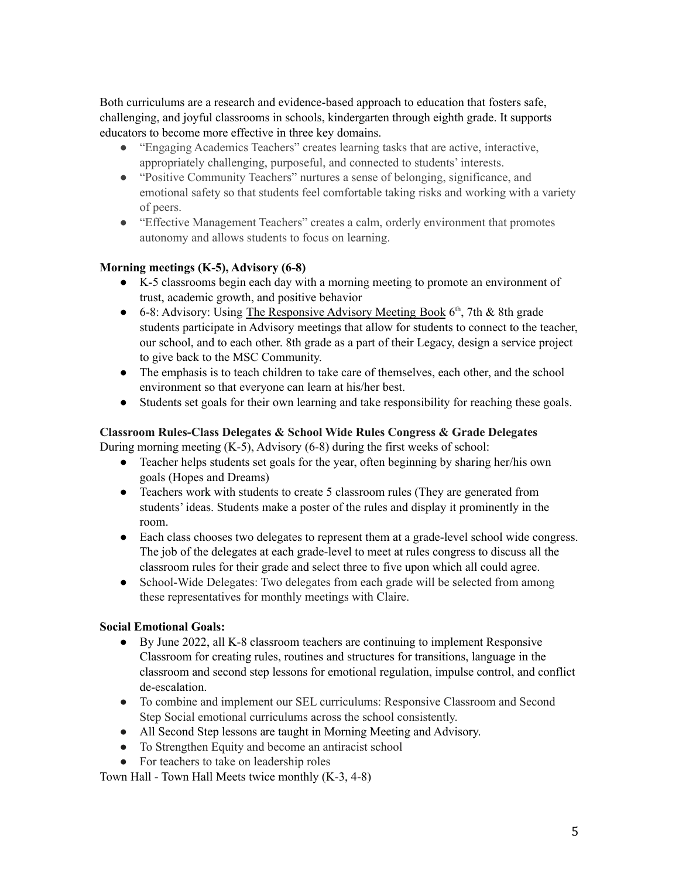Both curriculums are a research and evidence-based approach to education that fosters safe, challenging, and joyful classrooms in schools, kindergarten through eighth grade. It supports educators to become more effective in three key domains.

- "Engaging Academics Teachers" creates learning tasks that are active, interactive, appropriately challenging, purposeful, and connected to students' interests.
- "Positive Community Teachers" nurtures a sense of belonging, significance, and emotional safety so that students feel comfortable taking risks and working with a variety of peers.
- "Effective Management Teachers" creates a calm, orderly environment that promotes autonomy and allows students to focus on learning.

**Morning meetings (K-5), Advisory (6-8)**

- K-5 classrooms begin each day with a morning meeting to promote an environment of trust, academic growth, and positive behavior
- 6-8: Advisory: Using The Responsive Advisory Meeting Book 6th, 7th & 8th grade students participate in Advisory meetings that allow for students to connect to the teacher, our school, and to each other. 8th grade as a part of their Legacy, design a service project to give back to the MSC Community.
- The emphasis is to teach children to take care of themselves, each other, and the school environment so that everyone can learn at his/her best.
- Students set goals for their own learning and take responsibility for reaching these goals.

**Classroom Rules-Class Delegates & School Wide Rules Congress & Grade Delegates**

During morning meeting (K-5), Advisory (6-8) during the first weeks of school:

- Teacher helps students set goals for the year, often beginning by sharing her/his own goals (Hopes and Dreams)
- Teachers work with students to create 5 classroom rules (They are generated from students' ideas. Students make a poster of the rules and display it prominently in the room.
- Each class chooses two delegates to represent them at a grade-level school wide congress. The job of the delegates at each grade-level to meet at rules congress to discuss all the classroom rules for their grade and select three to five upon which all could agree.
- School-Wide Delegates: Two delegates from each grade will be selected from among these representatives for monthly meetings with Claire.

**Social Emotional Goals:**

- By June 2022, all K-8 classroom teachers are continuing to implement Responsive Classroom for creating rules, routines and structures for transitions, language in the classroom and second step lessons for emotional regulation, impulse control, and conflict de-escalation.
- To combine and implement our SEL curriculums: Responsive Classroom and Second Step Social emotional curriculums across the school consistently.
- All Second Step lessons are taught in Morning Meeting and Advisory.
- To Strengthen Equity and become an antiracist school
- For teachers to take on leadership roles

Town Hall - Town Hall Meets twice monthly (K-3, 4-8)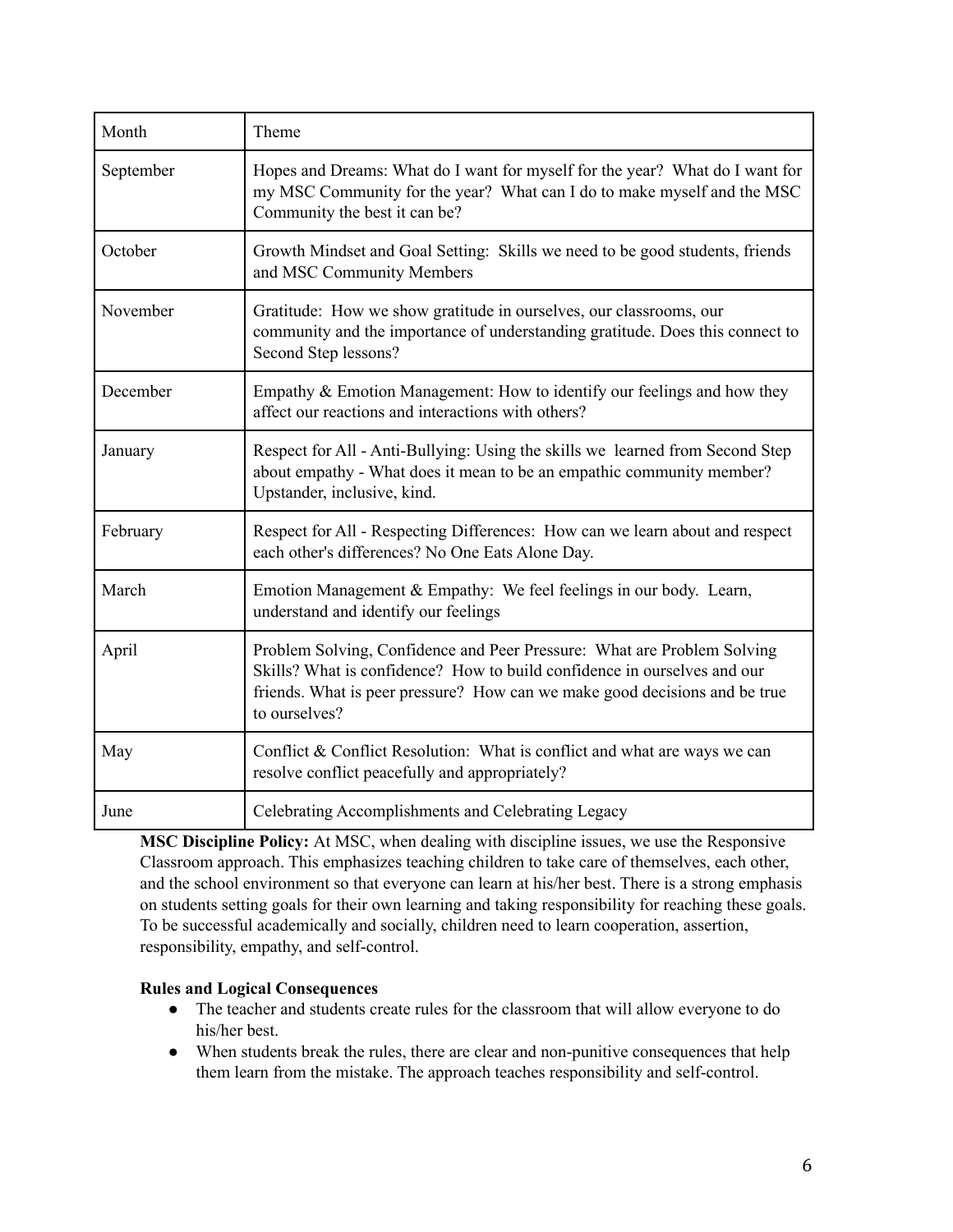| Month | Theme |
|---|---|
| September | Hopes and Dreams: What do I want for myself for the year? What do I want for my MSC Community for the year? What can I do to make myself and the MSC Community the best it can be? |
| October | Growth Mindset and Goal Setting: Skills we need to be good students, friends and MSC Community Members |
| November | Gratitude: How we show gratitude in ourselves, our classrooms, our community and the importance of understanding gratitude. Does this connect to Second Step lessons? |
| December | Empathy & Emotion Management: How to identify our feelings and how they affect our reactions and interactions with others? |
| January | Respect for All - Anti-Bullying: Using the skills we learned from Second Step about empathy - What does it mean to be an empathic community member? Upstander, inclusive, kind. |
| February | Respect for All - Respecting Differences: How can we learn about and respect each other's differences? No One Eats Alone Day. |
| March | Emotion Management & Empathy: We feel feelings in our body. Learn, understand and identify our feelings |
| April | Problem Solving, Confidence and Peer Pressure: What are Problem Solving Skills? What is confidence? How to build confidence in ourselves and our friends. What is peer pressure? How can we make good decisions and be true to ourselves? |
| May | Conflict & Conflict Resolution: What is conflict and what are ways we can resolve conflict peacefully and appropriately? |
| June | Celebrating Accomplishments and Celebrating Legacy |

**MSC Discipline Policy:** At MSC, when dealing with discipline issues, we use the Responsive Classroom approach. This emphasizes teaching children to take care of themselves, each other, and the school environment so that everyone can learn at his/her best. There is a strong emphasis on students setting goals for their own learning and taking responsibility for reaching these goals. To be successful academically and socially, children need to learn cooperation, assertion, responsibility, empathy, and self-control.

**Rules and Logical Consequences**

- The teacher and students create rules for the classroom that will allow everyone to do his/her best.
- When students break the rules, there are clear and non-punitive consequences that help them learn from the mistake. The approach teaches responsibility and self-control.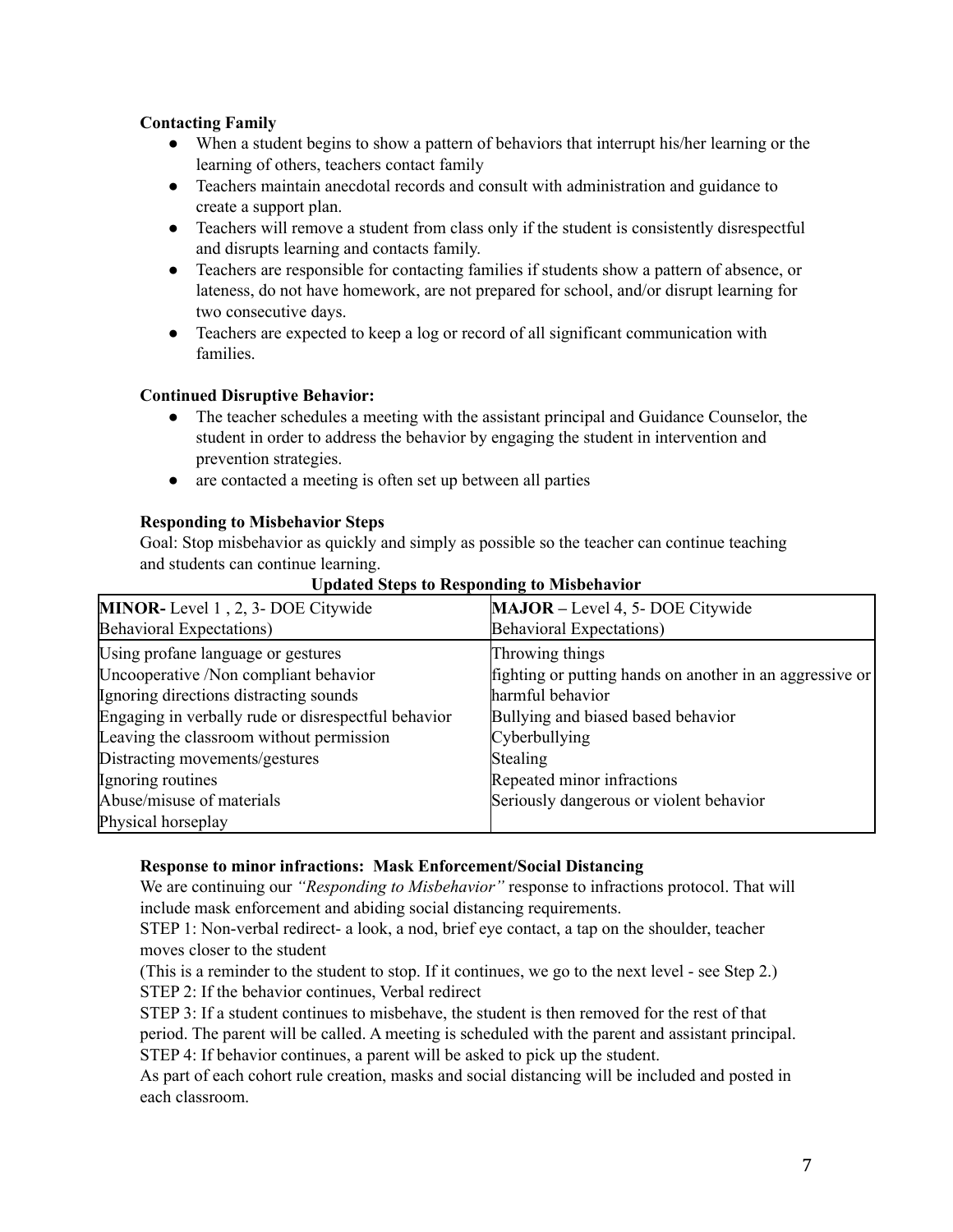**Contacting Family**

- When a student begins to show a pattern of behaviors that interrupt his/her learning or the learning of others, teachers contact family
- Teachers maintain anecdotal records and consult with administration and guidance to create a support plan.
- Teachers will remove a student from class only if the student is consistently disrespectful and disrupts learning and contacts family.
- Teachers are responsible for contacting families if students show a pattern of absence, or lateness, do not have homework, are not prepared for school, and/or disrupt learning for two consecutive days.
- Teachers are expected to keep a log or record of all significant communication with families.

**Continued Disruptive Behavior:**

- The teacher schedules a meeting with the assistant principal and Guidance Counselor, the student in order to address the behavior by engaging the student in intervention and prevention strategies.
- are contacted a meeting is often set up between all parties

**Responding to Misbehavior Steps**

Goal: Stop misbehavior as quickly and simply as possible so the teacher can continue teaching and students can continue learning.

**Updated Steps to Responding to Misbehavior**

| **MINOR-** Level 1 , 2, 3- DOE Citywide Behavioral Expectations) | **MAJOR** – Level 4, 5- DOE Citywide Behavioral Expectations) |
|---|---|
| Using profane language or gestures<br>Uncooperative /Non compliant behavior<br>Ignoring directions distracting sounds<br>Engaging in verbally rude or disrespectful behavior<br>Leaving the classroom without permission<br>Distracting movements/gestures<br>Ignoring routines<br>Abuse/misuse of materials<br>Physical horseplay | Throwing things<br>fighting or putting hands on another in an aggressive or harmful behavior<br>Bullying and biased based behavior<br>Cyberbullying<br>Stealing<br>Repeated minor infractions<br>Seriously dangerous or violent behavior |

**Response to minor infractions: Mask Enforcement/Social Distancing**

We are continuing our *"Responding to Misbehavior"* response to infractions protocol. That will include mask enforcement and abiding social distancing requirements.

STEP 1: Non-verbal redirect- a look, a nod, brief eye contact, a tap on the shoulder, teacher moves closer to the student

(This is a reminder to the student to stop. If it continues, we go to the next level - see Step 2.)

STEP 2: If the behavior continues, Verbal redirect

STEP 3: If a student continues to misbehave, the student is then removed for the rest of that period. The parent will be called. A meeting is scheduled with the parent and assistant principal.

STEP 4: If behavior continues, a parent will be asked to pick up the student.

As part of each cohort rule creation, masks and social distancing will be included and posted in each classroom.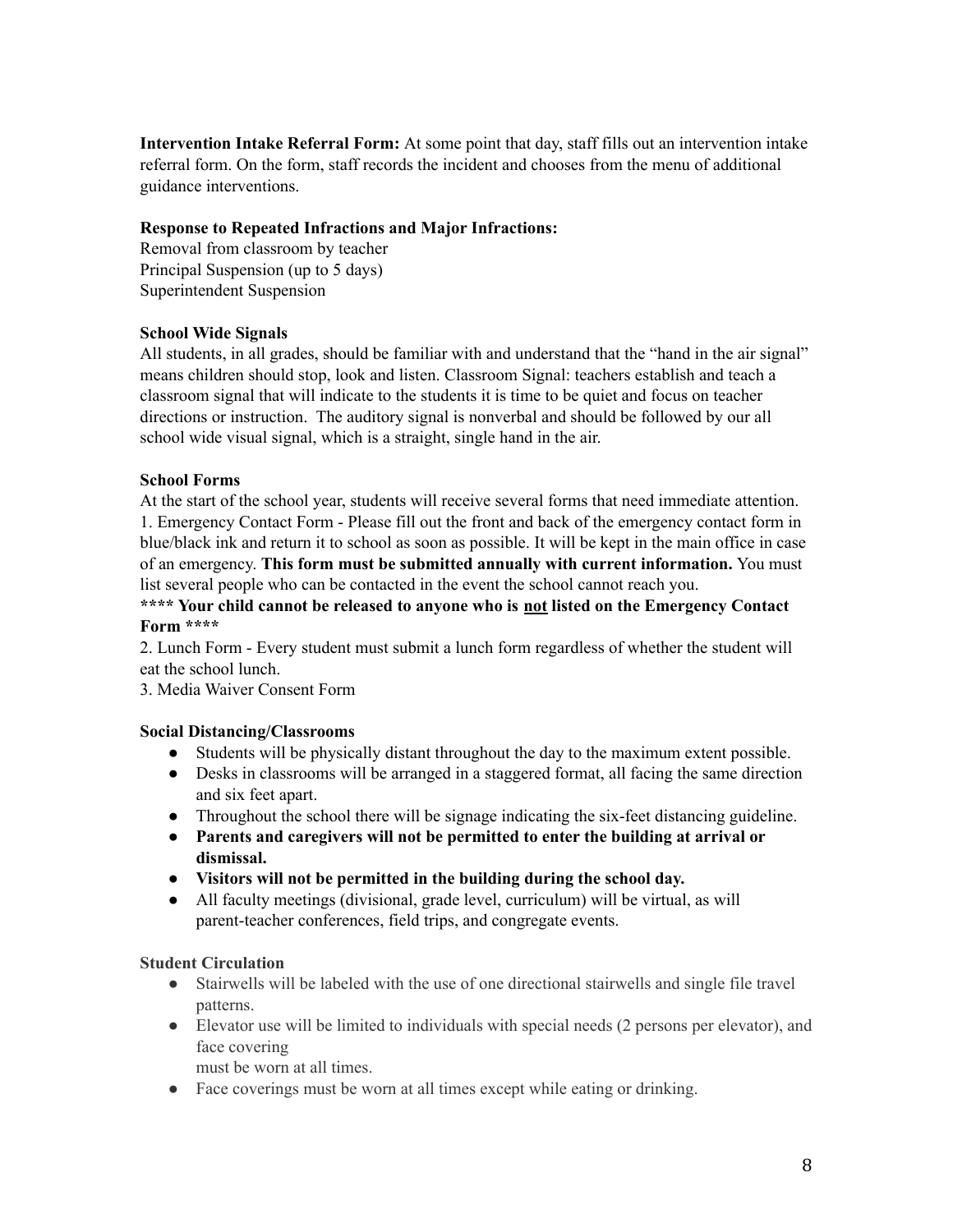**Intervention Intake Referral Form:** At some point that day, staff fills out an intervention intake referral form. On the form, staff records the incident and chooses from the menu of additional guidance interventions.

**Response to Repeated Infractions and Major Infractions:**
Removal from classroom by teacher
Principal Suspension (up to 5 days)
Superintendent Suspension

**School Wide Signals**
All students, in all grades, should be familiar with and understand that the "hand in the air signal" means children should stop, look and listen. Classroom Signal: teachers establish and teach a classroom signal that will indicate to the students it is time to be quiet and focus on teacher directions or instruction. The auditory signal is nonverbal and should be followed by our all school wide visual signal, which is a straight, single hand in the air.

**School Forms**
At the start of the school year, students will receive several forms that need immediate attention.
1. Emergency Contact Form - Please fill out the front and back of the emergency contact form in blue/black ink and return it to school as soon as possible. It will be kept in the main office in case of an emergency. **This form must be submitted annually with current information.** You must list several people who can be contacted in the event the school cannot reach you.
**\*\*\*\* Your child cannot be released to anyone who is <u>not</u> listed on the Emergency Contact Form \*\*\*\***
2. Lunch Form - Every student must submit a lunch form regardless of whether the student will eat the school lunch.
3. Media Waiver Consent Form

**Social Distancing/Classrooms**

- Students will be physically distant throughout the day to the maximum extent possible.
- Desks in classrooms will be arranged in a staggered format, all facing the same direction and six feet apart.
- Throughout the school there will be signage indicating the six-feet distancing guideline.
- **Parents and caregivers will not be permitted to enter the building at arrival or dismissal.**
- **Visitors will not be permitted in the building during the school day.**
- All faculty meetings (divisional, grade level, curriculum) will be virtual, as will parent-teacher conferences, field trips, and congregate events.

**Student Circulation**

- Stairwells will be labeled with the use of one directional stairwells and single file travel patterns.
- Elevator use will be limited to individuals with special needs (2 persons per elevator), and face covering must be worn at all times.
- Face coverings must be worn at all times except while eating or drinking.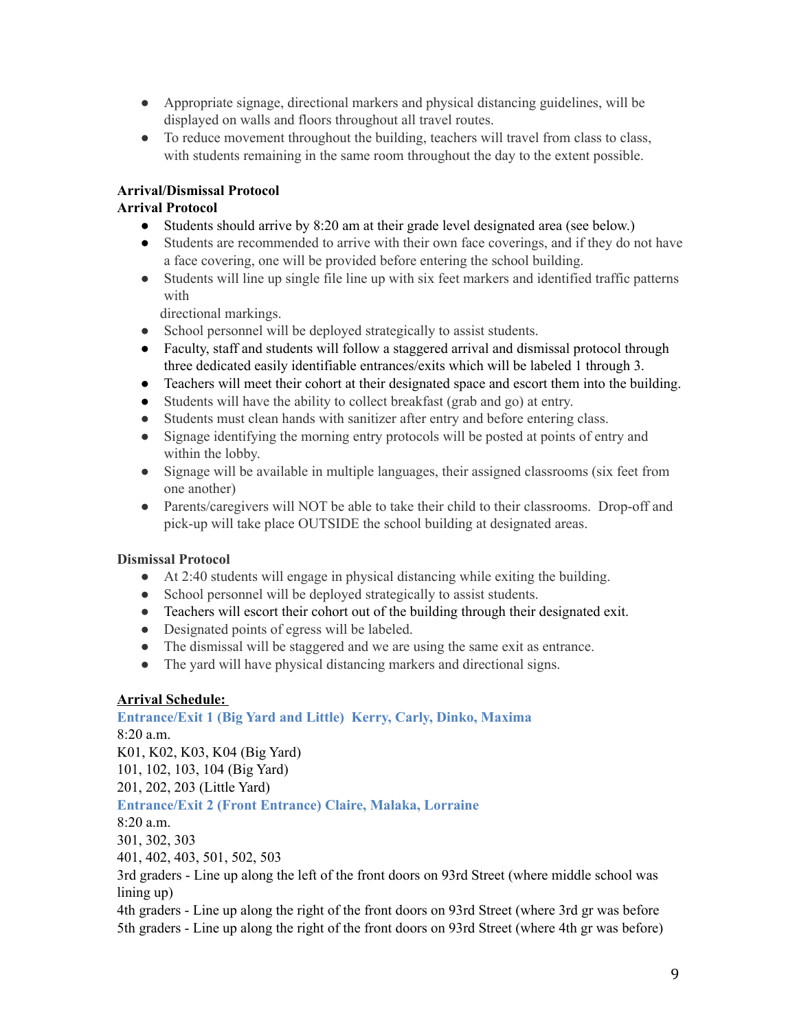- Appropriate signage, directional markers and physical distancing guidelines, will be displayed on walls and floors throughout all travel routes.
- To reduce movement throughout the building, teachers will travel from class to class, with students remaining in the same room throughout the day to the extent possible.

**Arrival/Dismissal Protocol**

**Arrival Protocol**

- Students should arrive by 8:20 am at their grade level designated area (see below.)
- Students are recommended to arrive with their own face coverings, and if they do not have a face covering, one will be provided before entering the school building.
- Students will line up single file line up with six feet markers and identified traffic patterns with directional markings.
- School personnel will be deployed strategically to assist students.
- Faculty, staff and students will follow a staggered arrival and dismissal protocol through three dedicated easily identifiable entrances/exits which will be labeled 1 through 3.
- Teachers will meet their cohort at their designated space and escort them into the building.
- Students will have the ability to collect breakfast (grab and go) at entry.
- Students must clean hands with sanitizer after entry and before entering class.
- Signage identifying the morning entry protocols will be posted at points of entry and within the lobby.
- Signage will be available in multiple languages, their assigned classrooms (six feet from one another)
- Parents/caregivers will NOT be able to take their child to their classrooms. Drop-off and pick-up will take place OUTSIDE the school building at designated areas.

**Dismissal Protocol**

- At 2:40 students will engage in physical distancing while exiting the building.
- School personnel will be deployed strategically to assist students.
- Teachers will escort their cohort out of the building through their designated exit.
- Designated points of egress will be labeled.
- The dismissal will be staggered and we are using the same exit as entrance.
- The yard will have physical distancing markers and directional signs.

**Arrival Schedule:**

**Entrance/Exit 1 (Big Yard and Little) Kerry, Carly, Dinko, Maxima**

8:20 a.m.

K01, K02, K03, K04 (Big Yard)

101, 102, 103, 104 (Big Yard)

201, 202, 203 (Little Yard)

**Entrance/Exit 2 (Front Entrance) Claire, Malaka, Lorraine**

8:20 a.m.

301, 302, 303

401, 402, 403, 501, 502, 503

3rd graders - Line up along the left of the front doors on 93rd Street (where middle school was lining up)

4th graders - Line up along the right of the front doors on 93rd Street (where 3rd gr was before

5th graders - Line up along the right of the front doors on 93rd Street (where 4th gr was before)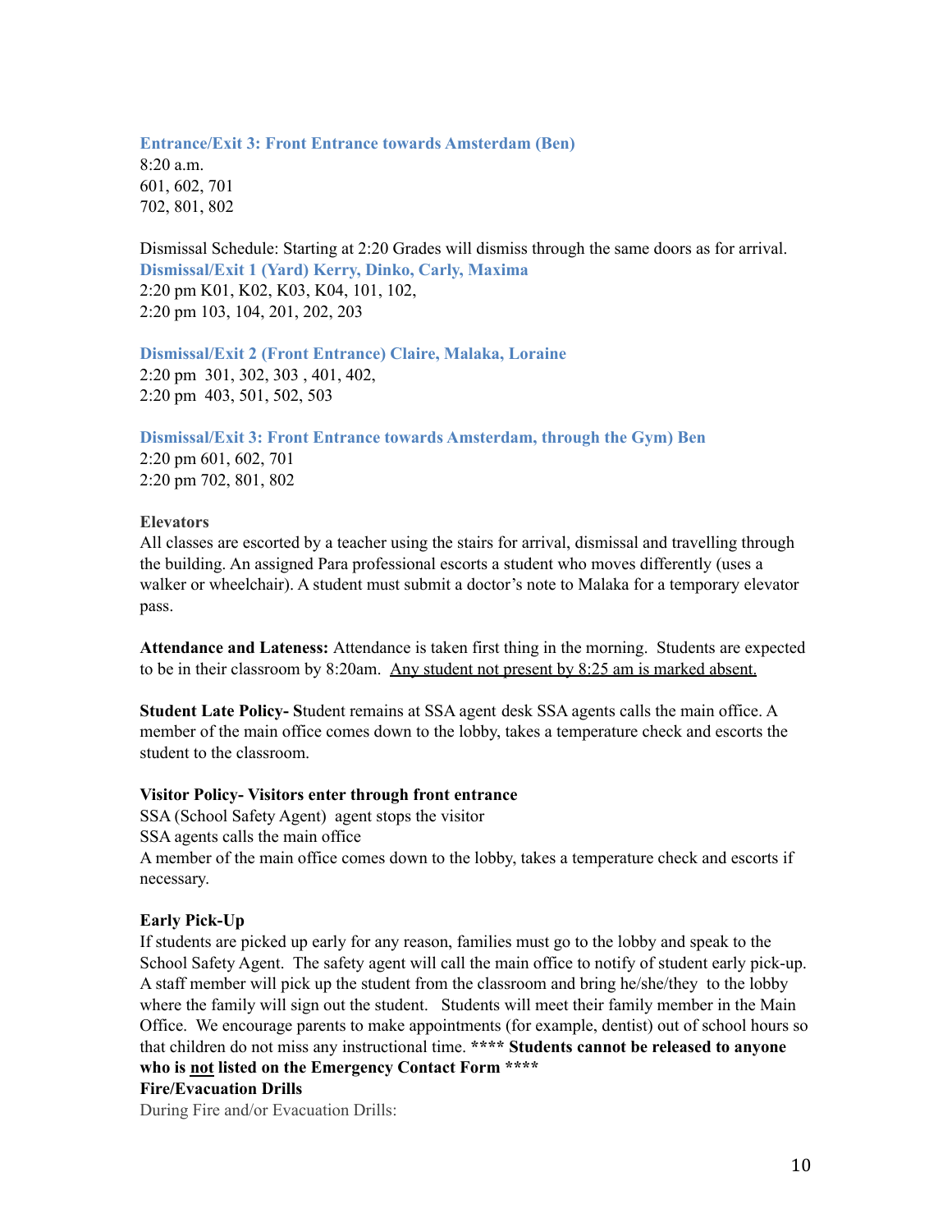### Entrance/Exit 3: Front Entrance towards Amsterdam (Ben)

8:20 a.m.
601, 602, 701
702, 801, 802

Dismissal Schedule: Starting at 2:20 Grades will dismiss through the same doors as for arrival.

### Dismissal/Exit 1 (Yard) Kerry, Dinko, Carly, Maxima

2:20 pm K01, K02, K03, K04, 101, 102,
2:20 pm 103, 104, 201, 202, 203

### Dismissal/Exit 2 (Front Entrance) Claire, Malaka, Loraine

2:20 pm 301, 302, 303 , 401, 402,
2:20 pm 403, 501, 502, 503

### Dismissal/Exit 3: Front Entrance towards Amsterdam, through the Gym) Ben

2:20 pm 601, 602, 701
2:20 pm 702, 801, 802

**Elevators**

All classes are escorted by a teacher using the stairs for arrival, dismissal and travelling through the building. An assigned Para professional escorts a student who moves differently (uses a walker or wheelchair). A student must submit a doctor's note to Malaka for a temporary elevator pass.

**Attendance and Lateness:** Attendance is taken first thing in the morning. Students are expected to be in their classroom by 8:20am. Any student not present by 8:25 am is marked absent.

**Student Late Policy- S**tudent remains at SSA agent desk SSA agents calls the main office. A member of the main office comes down to the lobby, takes a temperature check and escorts the student to the classroom.

**Visitor Policy- Visitors enter through front entrance**

SSA (School Safety Agent) agent stops the visitor
SSA agents calls the main office
A member of the main office comes down to the lobby, takes a temperature check and escorts if necessary.

**Early Pick-Up**

If students are picked up early for any reason, families must go to the lobby and speak to the School Safety Agent. The safety agent will call the main office to notify of student early pick-up. A staff member will pick up the student from the classroom and bring he/she/they to the lobby where the family will sign out the student. Students will meet their family member in the Main Office. We encourage parents to make appointments (for example, dentist) out of school hours so that children do not miss any instructional time. **\*\*\*\* Students cannot be released to anyone who is not listed on the Emergency Contact Form \*\*\*\***

**Fire/Evacuation Drills**

During Fire and/or Evacuation Drills: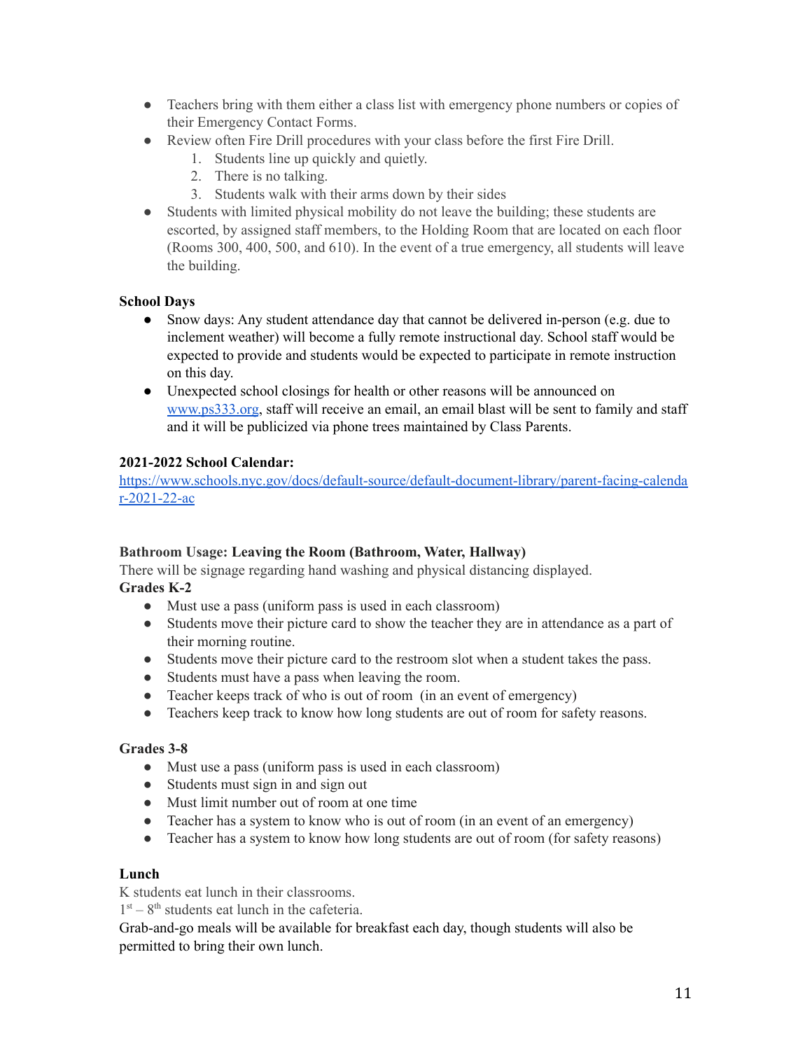- Teachers bring with them either a class list with emergency phone numbers or copies of their Emergency Contact Forms.
- Review often Fire Drill procedures with your class before the first Fire Drill.
    1. Students line up quickly and quietly.
    2. There is no talking.
    3. Students walk with their arms down by their sides
- Students with limited physical mobility do not leave the building; these students are escorted, by assigned staff members, to the Holding Room that are located on each floor (Rooms 300, 400, 500, and 610). In the event of a true emergency, all students will leave the building.

**School Days**

- Snow days: Any student attendance day that cannot be delivered in-person (e.g. due to inclement weather) will become a fully remote instructional day. School staff would be expected to provide and students would be expected to participate in remote instruction on this day.
- Unexpected school closings for health or other reasons will be announced on [www.ps333.org](http://www.ps333.org), staff will receive an email, an email blast will be sent to family and staff and it will be publicized via phone trees maintained by Class Parents.

**2021-2022 School Calendar:**
[https://www.schools.nyc.gov/docs/default-source/default-document-library/parent-facing-calendar-2021-22-ac](https://www.schools.nyc.gov/docs/default-source/default-document-library/parent-facing-calendar-2021-22-ac)

**Bathroom Usage: Leaving the Room (Bathroom, Water, Hallway)**
There will be signage regarding hand washing and physical distancing displayed.

**Grades K-2**

- Must use a pass (uniform pass is used in each classroom)
- Students move their picture card to show the teacher they are in attendance as a part of their morning routine.
- Students move their picture card to the restroom slot when a student takes the pass.
- Students must have a pass when leaving the room.
- Teacher keeps track of who is out of room (in an event of emergency)
- Teachers keep track to know how long students are out of room for safety reasons.

**Grades 3-8**

- Must use a pass (uniform pass is used in each classroom)
- Students must sign in and sign out
- Must limit number out of room at one time
- Teacher has a system to know who is out of room (in an event of an emergency)
- Teacher has a system to know how long students are out of room (for safety reasons)

**Lunch**
K students eat lunch in their classrooms.
1st – 8th students eat lunch in the cafeteria.
Grab-and-go meals will be available for breakfast each day, though students will also be permitted to bring their own lunch.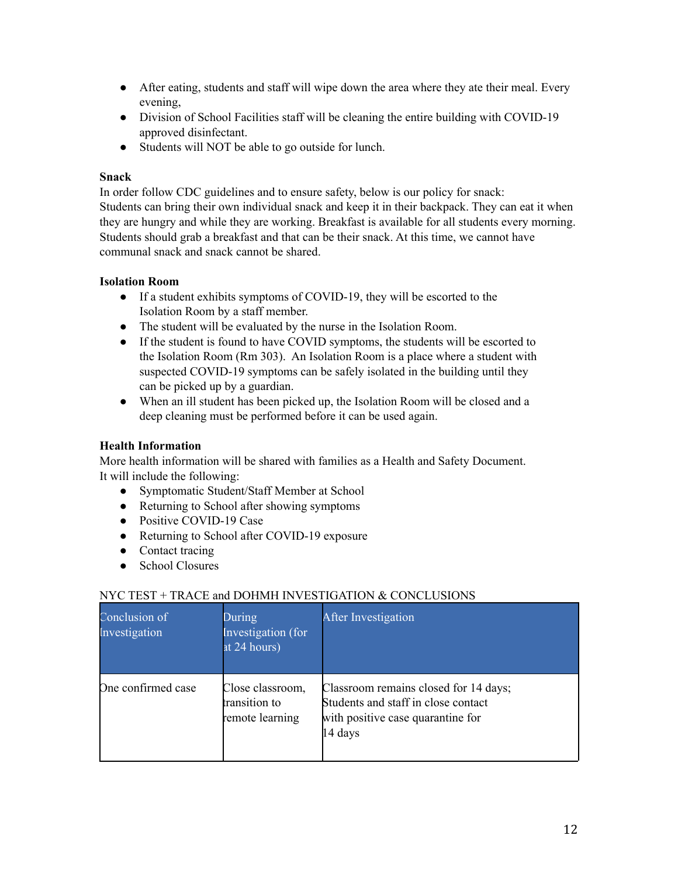- After eating, students and staff will wipe down the area where they ate their meal. Every evening,
- Division of School Facilities staff will be cleaning the entire building with COVID-19 approved disinfectant.
- Students will NOT be able to go outside for lunch.

**Snack**

In order follow CDC guidelines and to ensure safety, below is our policy for snack:
Students can bring their own individual snack and keep it in their backpack. They can eat it when they are hungry and while they are working. Breakfast is available for all students every morning. Students should grab a breakfast and that can be their snack. At this time, we cannot have communal snack and snack cannot be shared.

**Isolation Room**

- If a student exhibits symptoms of COVID-19, they will be escorted to the Isolation Room by a staff member.
- The student will be evaluated by the nurse in the Isolation Room.
- If the student is found to have COVID symptoms, the students will be escorted to the Isolation Room (Rm 303). An Isolation Room is a place where a student with suspected COVID-19 symptoms can be safely isolated in the building until they can be picked up by a guardian.
- When an ill student has been picked up, the Isolation Room will be closed and a deep cleaning must be performed before it can be used again.

**Health Information**

More health information will be shared with families as a Health and Safety Document. It will include the following:

- Symptomatic Student/Staff Member at School
- Returning to School after showing symptoms
- Positive COVID-19 Case
- Returning to School after COVID-19 exposure
- Contact tracing
- School Closures

NYC TEST + TRACE and DOHMH INVESTIGATION & CONCLUSIONS

| Conclusion of Investigation | During Investigation (for at 24 hours) | After Investigation |
|---|---|---|
| One confirmed case | Close classroom, transition to remote learning | Classroom remains closed for 14 days; Students and staff in close contact with positive case quarantine for 14 days |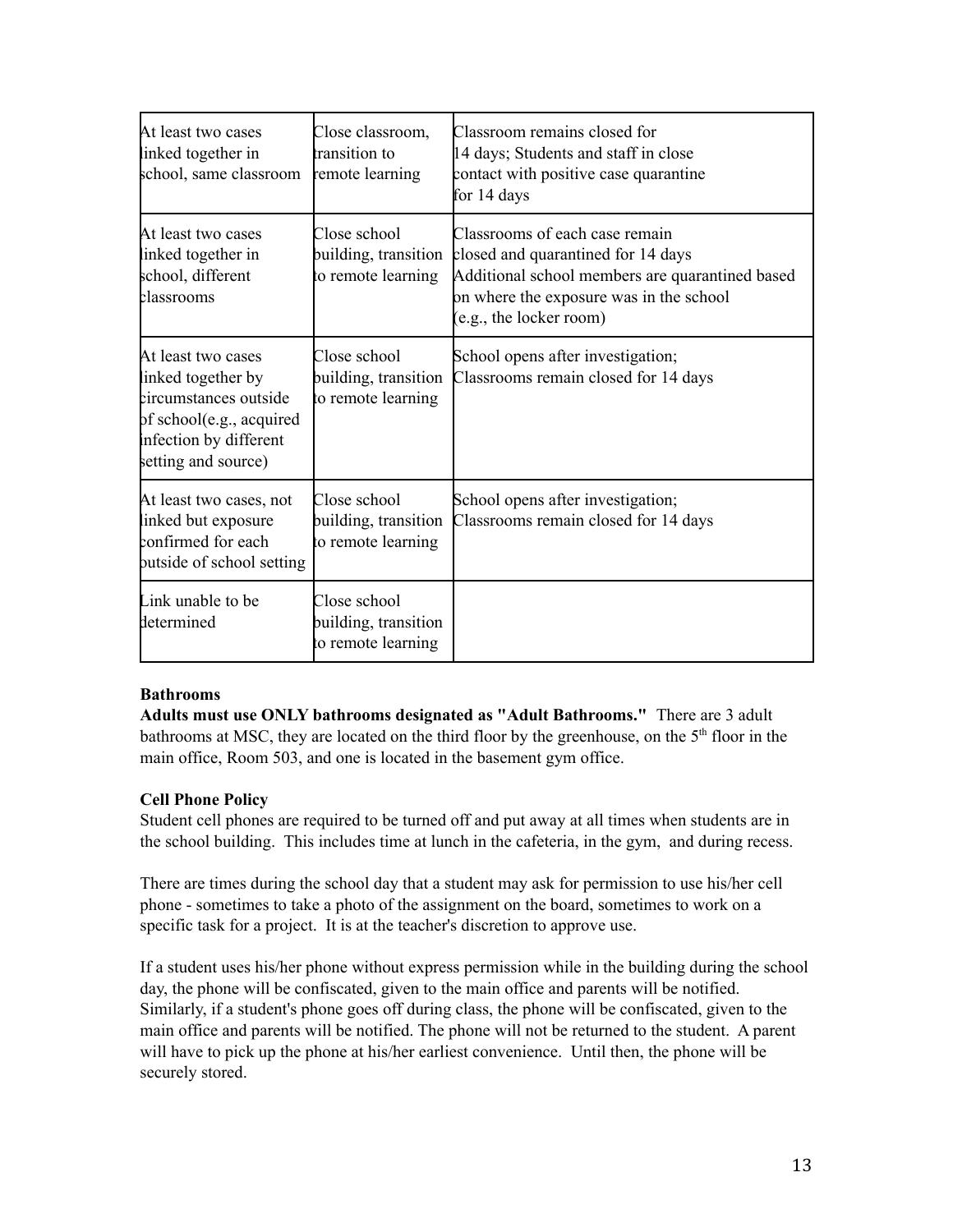| | | |
|---|---|---|
| At least two cases linked together in school, same classroom | Close classroom, transition to remote learning | Classroom remains closed for 14 days; Students and staff in close contact with positive case quarantine for 14 days |
| At least two cases linked together in school, different classrooms | Close school building, transition to remote learning | Classrooms of each case remain closed and quarantined for 14 days Additional school members are quarantined based on where the exposure was in the school (e.g., the locker room) |
| At least two cases linked together by circumstances outside of school(e.g., acquired infection by different setting and source) | Close school building, transition to remote learning | School opens after investigation; Classrooms remain closed for 14 days |
| At least two cases, not linked but exposure confirmed for each outside of school setting | Close school building, transition to remote learning | School opens after investigation; Classrooms remain closed for 14 days |
| Link unable to be determined | Close school building, transition to remote learning | |

**Bathrooms**

**Adults must use ONLY bathrooms designated as "Adult Bathrooms."** There are 3 adult bathrooms at MSC, they are located on the third floor by the greenhouse, on the 5th floor in the main office, Room 503, and one is located in the basement gym office.

**Cell Phone Policy**

Student cell phones are required to be turned off and put away at all times when students are in the school building. This includes time at lunch in the cafeteria, in the gym, and during recess.

There are times during the school day that a student may ask for permission to use his/her cell phone - sometimes to take a photo of the assignment on the board, sometimes to work on a specific task for a project. It is at the teacher's discretion to approve use.

If a student uses his/her phone without express permission while in the building during the school day, the phone will be confiscated, given to the main office and parents will be notified. Similarly, if a student's phone goes off during class, the phone will be confiscated, given to the main office and parents will be notified. The phone will not be returned to the student. A parent will have to pick up the phone at his/her earliest convenience. Until then, the phone will be securely stored.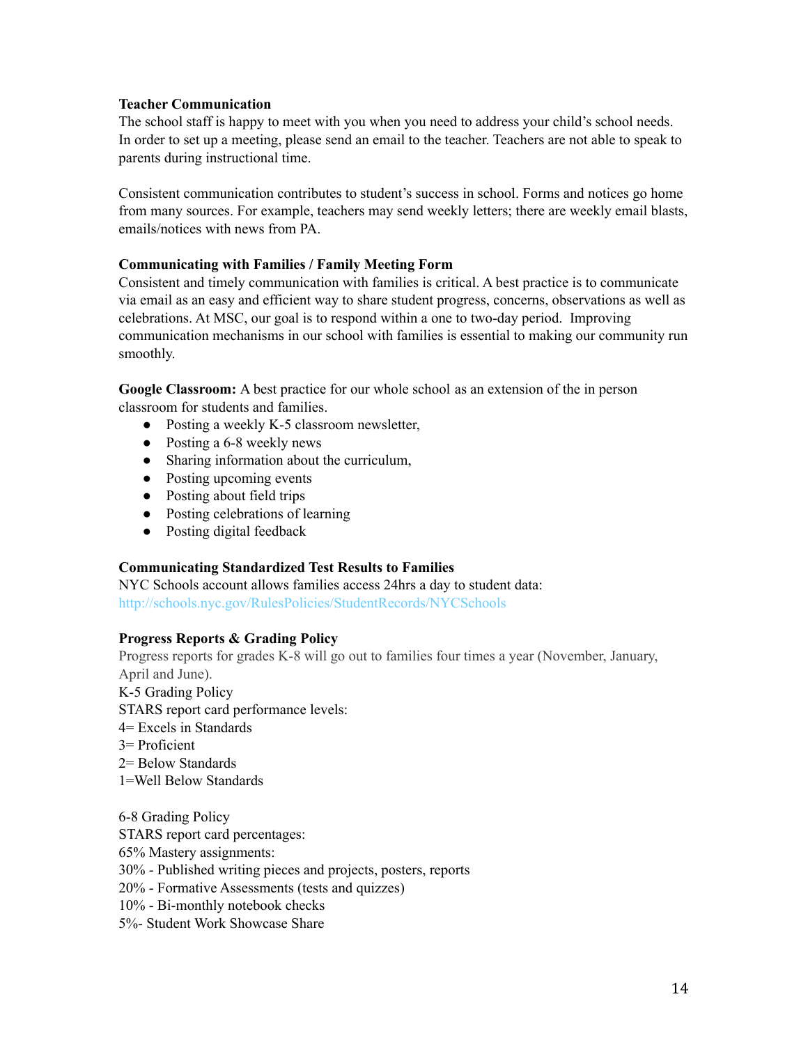**Teacher Communication**

The school staff is happy to meet with you when you need to address your child's school needs. In order to set up a meeting, please send an email to the teacher. Teachers are not able to speak to parents during instructional time.

Consistent communication contributes to student's success in school. Forms and notices go home from many sources. For example, teachers may send weekly letters; there are weekly email blasts, emails/notices with news from PA.

**Communicating with Families / Family Meeting Form**

Consistent and timely communication with families is critical. A best practice is to communicate via email as an easy and efficient way to share student progress, concerns, observations as well as celebrations. At MSC, our goal is to respond within a one to two-day period. Improving communication mechanisms in our school with families is essential to making our community run smoothly.

**Google Classroom:** A best practice for our whole school as an extension of the in person classroom for students and families.

- Posting a weekly K-5 classroom newsletter,
- Posting a 6-8 weekly news
- Sharing information about the curriculum,
- Posting upcoming events
- Posting about field trips
- Posting celebrations of learning
- Posting digital feedback

**Communicating Standardized Test Results to Families**

NYC Schools account allows families access 24hrs a day to student data:
http://schools.nyc.gov/RulesPolicies/StudentRecords/NYCSchools

**Progress Reports & Grading Policy**

Progress reports for grades K-8 will go out to families four times a year (November, January, April and June).

K-5 Grading Policy
STARS report card performance levels:
4= Excels in Standards
3= Proficient
2= Below Standards
1=Well Below Standards

6-8 Grading Policy
STARS report card percentages:
65% Mastery assignments:
30% - Published writing pieces and projects, posters, reports
20% - Formative Assessments (tests and quizzes)
10% - Bi-monthly notebook checks
5%- Student Work Showcase Share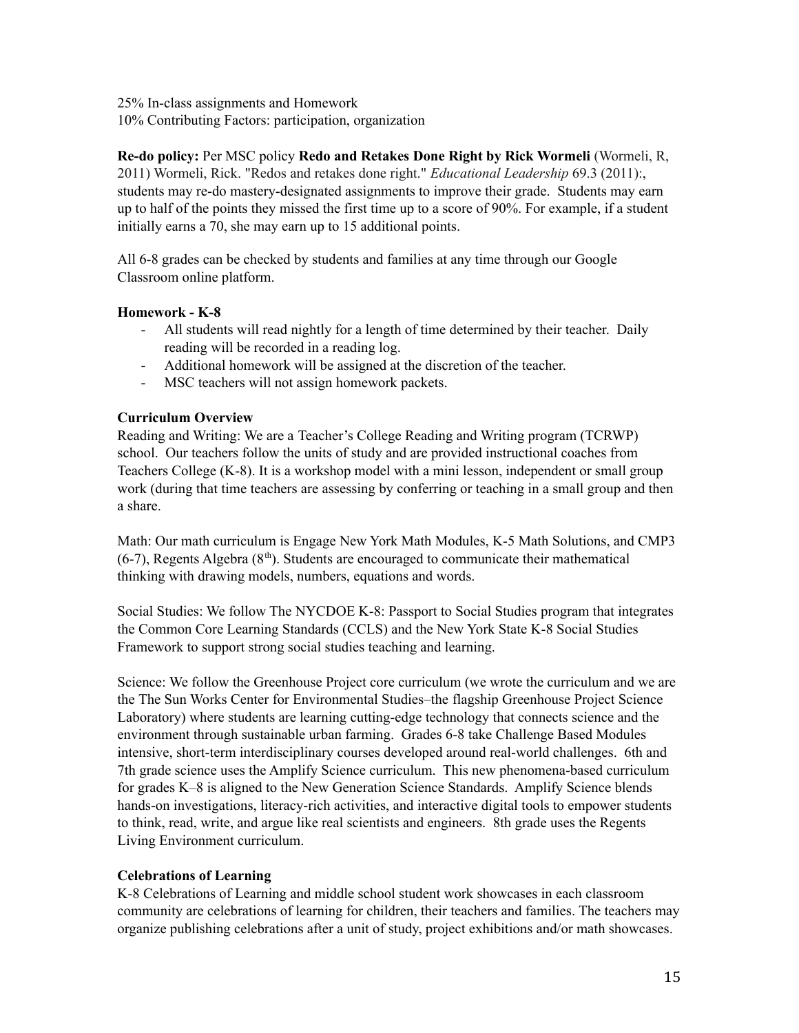25% In-class assignments and Homework
10% Contributing Factors: participation, organization

**Re-do policy:** Per MSC policy **Redo and Retakes Done Right by Rick Wormeli** (Wormeli, R, 2011) Wormeli, Rick. "Redos and retakes done right." *Educational Leadership* 69.3 (2011):, students may re-do mastery-designated assignments to improve their grade. Students may earn up to half of the points they missed the first time up to a score of 90%. For example, if a student initially earns a 70, she may earn up to 15 additional points.

All 6-8 grades can be checked by students and families at any time through our Google Classroom online platform.

**Homework - K-8**

- All students will read nightly for a length of time determined by their teacher. Daily reading will be recorded in a reading log.
- Additional homework will be assigned at the discretion of the teacher.
- MSC teachers will not assign homework packets.

**Curriculum Overview**

Reading and Writing: We are a Teacher's College Reading and Writing program (TCRWP) school. Our teachers follow the units of study and are provided instructional coaches from Teachers College (K-8). It is a workshop model with a mini lesson, independent or small group work (during that time teachers are assessing by conferring or teaching in a small group and then a share.

Math: Our math curriculum is Engage New York Math Modules, K-5 Math Solutions, and CMP3 (6-7), Regents Algebra (8th). Students are encouraged to communicate their mathematical thinking with drawing models, numbers, equations and words.

Social Studies: We follow The NYCDOE K-8: Passport to Social Studies program that integrates the Common Core Learning Standards (CCLS) and the New York State K-8 Social Studies Framework to support strong social studies teaching and learning.

Science: We follow the Greenhouse Project core curriculum (we wrote the curriculum and we are the The Sun Works Center for Environmental Studies–the flagship Greenhouse Project Science Laboratory) where students are learning cutting-edge technology that connects science and the environment through sustainable urban farming. Grades 6-8 take Challenge Based Modules intensive, short-term interdisciplinary courses developed around real-world challenges. 6th and 7th grade science uses the Amplify Science curriculum. This new phenomena-based curriculum for grades K–8 is aligned to the New Generation Science Standards. Amplify Science blends hands-on investigations, literacy-rich activities, and interactive digital tools to empower students to think, read, write, and argue like real scientists and engineers. 8th grade uses the Regents Living Environment curriculum.

**Celebrations of Learning**

K-8 Celebrations of Learning and middle school student work showcases in each classroom community are celebrations of learning for children, their teachers and families. The teachers may organize publishing celebrations after a unit of study, project exhibitions and/or math showcases.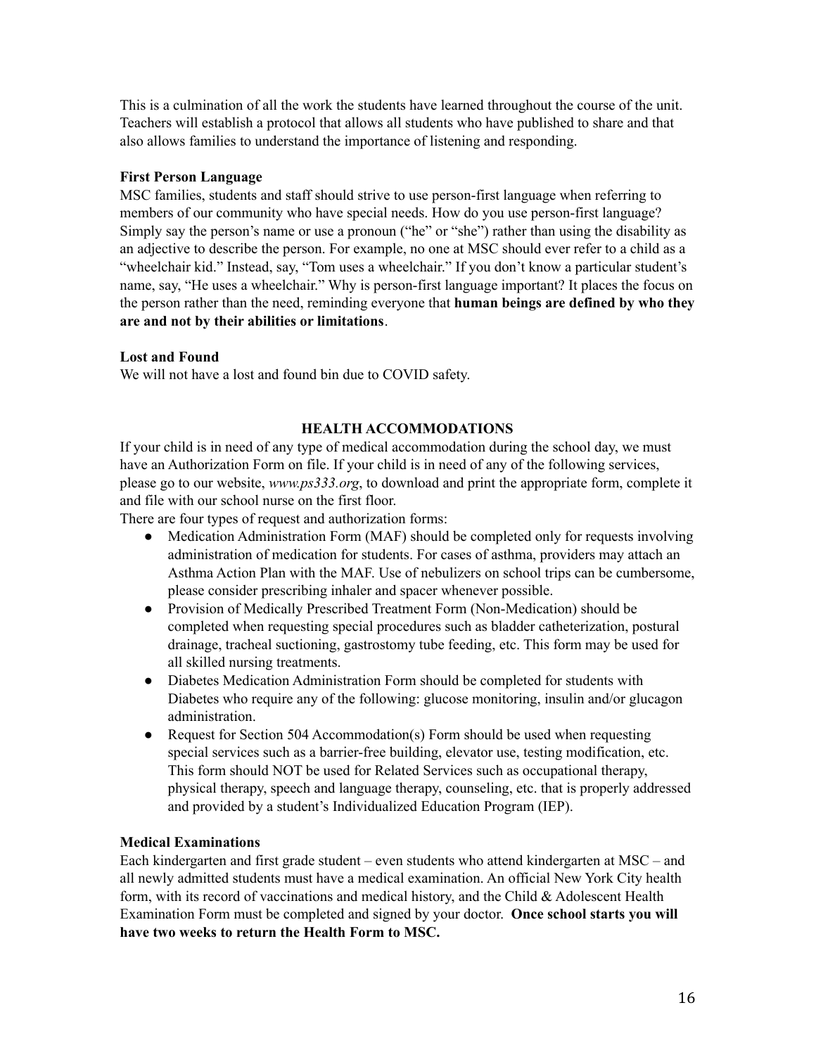This is a culmination of all the work the students have learned throughout the course of the unit. Teachers will establish a protocol that allows all students who have published to share and that also allows families to understand the importance of listening and responding.

### First Person Language

MSC families, students and staff should strive to use person-first language when referring to members of our community who have special needs. How do you use person-first language? Simply say the person's name or use a pronoun ("he" or "she") rather than using the disability as an adjective to describe the person. For example, no one at MSC should ever refer to a child as a "wheelchair kid." Instead, say, "Tom uses a wheelchair." If you don't know a particular student's name, say, "He uses a wheelchair." Why is person-first language important? It places the focus on the person rather than the need, reminding everyone that **human beings are defined by who they are and not by their abilities or limitations**.

### Lost and Found

We will not have a lost and found bin due to COVID safety.

## HEALTH ACCOMMODATIONS

If your child is in need of any type of medical accommodation during the school day, we must have an Authorization Form on file. If your child is in need of any of the following services, please go to our website, *www.ps333.org*, to download and print the appropriate form, complete it and file with our school nurse on the first floor.

There are four types of request and authorization forms:

- Medication Administration Form (MAF) should be completed only for requests involving administration of medication for students. For cases of asthma, providers may attach an Asthma Action Plan with the MAF. Use of nebulizers on school trips can be cumbersome, please consider prescribing inhaler and spacer whenever possible.
- Provision of Medically Prescribed Treatment Form (Non-Medication) should be completed when requesting special procedures such as bladder catheterization, postural drainage, tracheal suctioning, gastrostomy tube feeding, etc. This form may be used for all skilled nursing treatments.
- Diabetes Medication Administration Form should be completed for students with Diabetes who require any of the following: glucose monitoring, insulin and/or glucagon administration.
- Request for Section 504 Accommodation(s) Form should be used when requesting special services such as a barrier-free building, elevator use, testing modification, etc. This form should NOT be used for Related Services such as occupational therapy, physical therapy, speech and language therapy, counseling, etc. that is properly addressed and provided by a student's Individualized Education Program (IEP).

### Medical Examinations

Each kindergarten and first grade student – even students who attend kindergarten at MSC – and all newly admitted students must have a medical examination. An official New York City health form, with its record of vaccinations and medical history, and the Child & Adolescent Health Examination Form must be completed and signed by your doctor. **Once school starts you will have two weeks to return the Health Form to MSC.**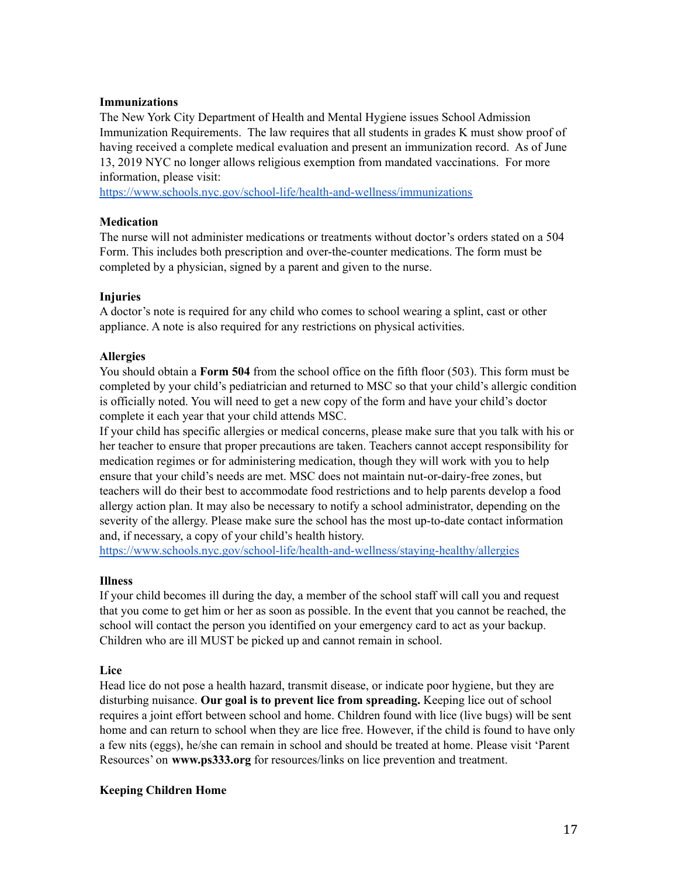**Immunizations**

The New York City Department of Health and Mental Hygiene issues School Admission Immunization Requirements. The law requires that all students in grades K must show proof of having received a complete medical evaluation and present an immunization record. As of June 13, 2019 NYC no longer allows religious exemption from mandated vaccinations. For more information, please visit:
https://www.schools.nyc.gov/school-life/health-and-wellness/immunizations

**Medication**

The nurse will not administer medications or treatments without doctor's orders stated on a 504 Form. This includes both prescription and over-the-counter medications. The form must be completed by a physician, signed by a parent and given to the nurse.

**Injuries**

A doctor's note is required for any child who comes to school wearing a splint, cast or other appliance. A note is also required for any restrictions on physical activities.

**Allergies**

You should obtain a **Form 504** from the school office on the fifth floor (503). This form must be completed by your child's pediatrician and returned to MSC so that your child's allergic condition is officially noted. You will need to get a new copy of the form and have your child's doctor complete it each year that your child attends MSC.

If your child has specific allergies or medical concerns, please make sure that you talk with his or her teacher to ensure that proper precautions are taken. Teachers cannot accept responsibility for medication regimes or for administering medication, though they will work with you to help ensure that your child's needs are met. MSC does not maintain nut-or-dairy-free zones, but teachers will do their best to accommodate food restrictions and to help parents develop a food allergy action plan. It may also be necessary to notify a school administrator, depending on the severity of the allergy. Please make sure the school has the most up-to-date contact information and, if necessary, a copy of your child's health history.
https://www.schools.nyc.gov/school-life/health-and-wellness/staying-healthy/allergies

**Illness**

If your child becomes ill during the day, a member of the school staff will call you and request that you come to get him or her as soon as possible. In the event that you cannot be reached, the school will contact the person you identified on your emergency card to act as your backup. Children who are ill MUST be picked up and cannot remain in school.

**Lice**

Head lice do not pose a health hazard, transmit disease, or indicate poor hygiene, but they are disturbing nuisance. **Our goal is to prevent lice from spreading.** Keeping lice out of school requires a joint effort between school and home. Children found with lice (live bugs) will be sent home and can return to school when they are lice free. However, if the child is found to have only a few nits (eggs), he/she can remain in school and should be treated at home. Please visit 'Parent Resources' on **www.ps333.org** for resources/links on lice prevention and treatment.

**Keeping Children Home**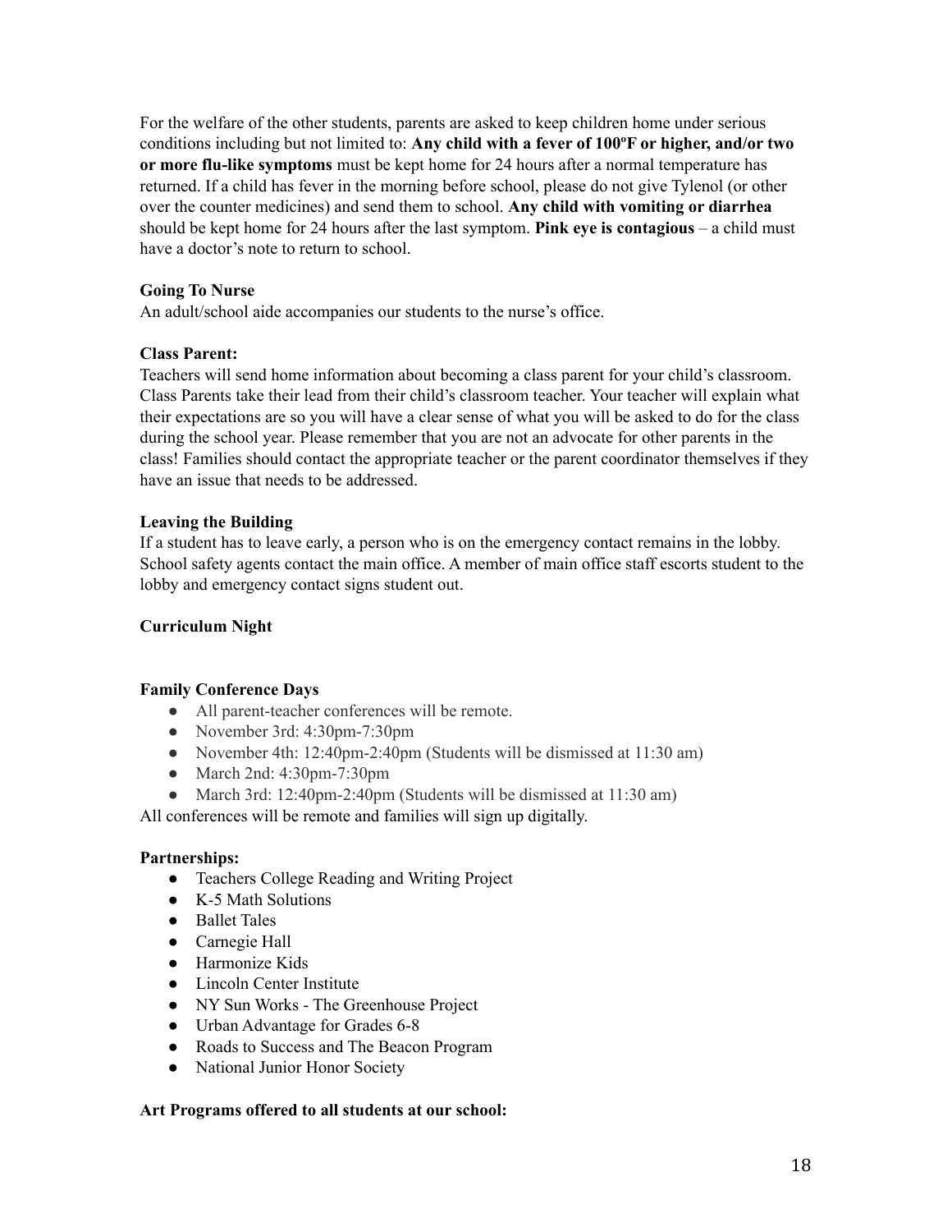For the welfare of the other students, parents are asked to keep children home under serious conditions including but not limited to: **Any child with a fever of 100ºF or higher, and/or two or more flu-like symptoms** must be kept home for 24 hours after a normal temperature has returned. If a child has fever in the morning before school, please do not give Tylenol (or other over the counter medicines) and send them to school. **Any child with vomiting or diarrhea** should be kept home for 24 hours after the last symptom. **Pink eye is contagious** – a child must have a doctor's note to return to school.

**Going To Nurse**
An adult/school aide accompanies our students to the nurse's office.

**Class Parent:**
Teachers will send home information about becoming a class parent for your child's classroom. Class Parents take their lead from their child's classroom teacher. Your teacher will explain what their expectations are so you will have a clear sense of what you will be asked to do for the class during the school year. Please remember that you are not an advocate for other parents in the class! Families should contact the appropriate teacher or the parent coordinator themselves if they have an issue that needs to be addressed.

**Leaving the Building**
If a student has to leave early, a person who is on the emergency contact remains in the lobby. School safety agents contact the main office. A member of main office staff escorts student to the lobby and emergency contact signs student out.

**Curriculum Night**

**Family Conference Days**

- All parent-teacher conferences will be remote.
- November 3rd: 4:30pm-7:30pm
- November 4th: 12:40pm-2:40pm (Students will be dismissed at 11:30 am)
- March 2nd: 4:30pm-7:30pm
- March 3rd: 12:40pm-2:40pm (Students will be dismissed at 11:30 am)

All conferences will be remote and families will sign up digitally.

**Partnerships:**

- Teachers College Reading and Writing Project
- K-5 Math Solutions
- Ballet Tales
- Carnegie Hall
- Harmonize Kids
- Lincoln Center Institute
- NY Sun Works - The Greenhouse Project
- Urban Advantage for Grades 6-8
- Roads to Success and The Beacon Program
- National Junior Honor Society

**Art Programs offered to all students at our school:**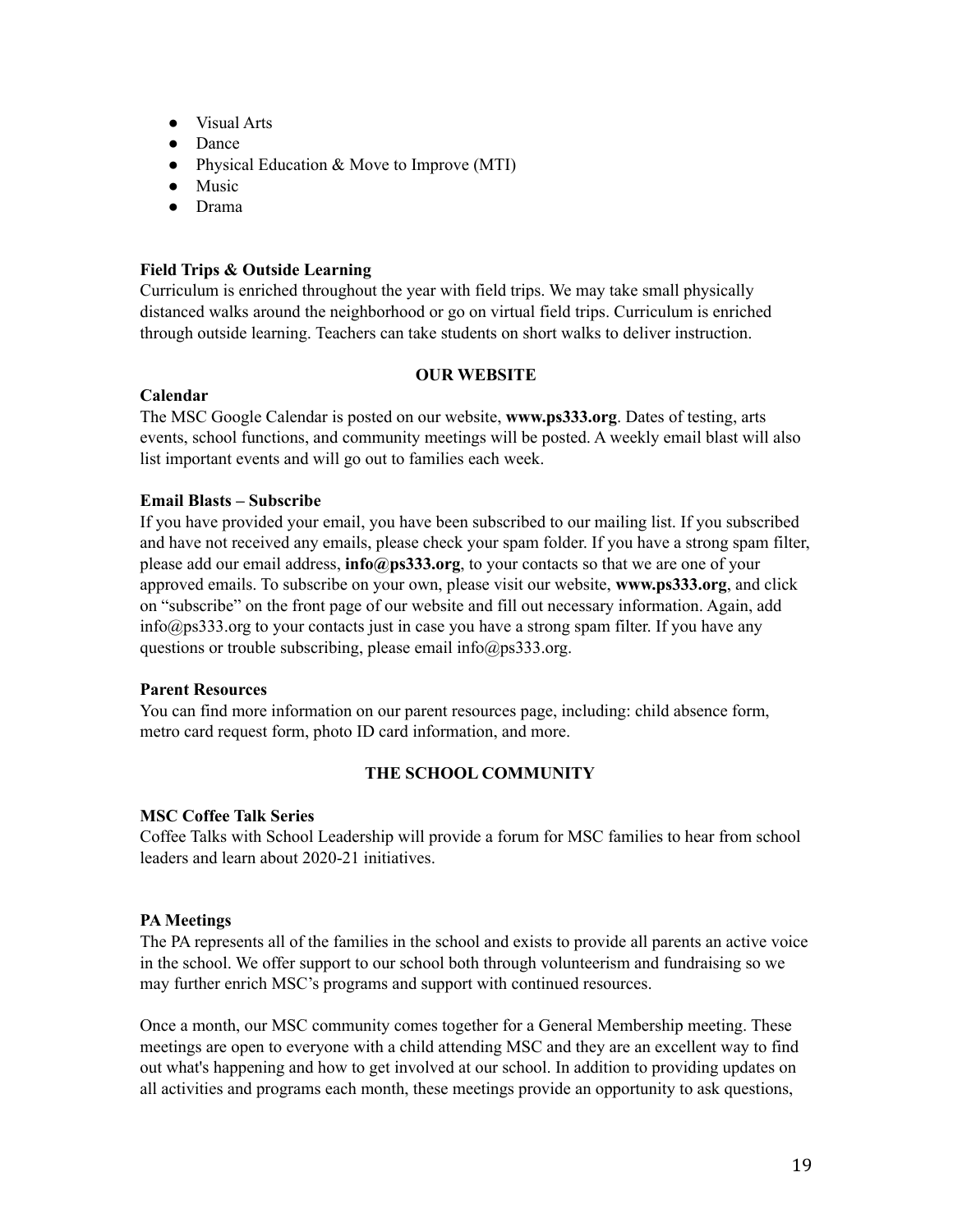- Visual Arts
- Dance
- Physical Education & Move to Improve (MTI)
- Music
- Drama

**Field Trips & Outside Learning**

Curriculum is enriched throughout the year with field trips. We may take small physically distanced walks around the neighborhood or go on virtual field trips. Curriculum is enriched through outside learning. Teachers can take students on short walks to deliver instruction.

## OUR WEBSITE

**Calendar**

The MSC Google Calendar is posted on our website, **www.ps333.org**. Dates of testing, arts events, school functions, and community meetings will be posted. A weekly email blast will also list important events and will go out to families each week.

**Email Blasts – Subscribe**

If you have provided your email, you have been subscribed to our mailing list. If you subscribed and have not received any emails, please check your spam folder. If you have a strong spam filter, please add our email address, **info@ps333.org**, to your contacts so that we are one of your approved emails. To subscribe on your own, please visit our website, **www.ps333.org**, and click on "subscribe" on the front page of our website and fill out necessary information. Again, add info@ps333.org to your contacts just in case you have a strong spam filter. If you have any questions or trouble subscribing, please email info@ps333.org.

**Parent Resources**

You can find more information on our parent resources page, including: child absence form, metro card request form, photo ID card information, and more.

## THE SCHOOL COMMUNITY

**MSC Coffee Talk Series**

Coffee Talks with School Leadership will provide a forum for MSC families to hear from school leaders and learn about 2020-21 initiatives.

**PA Meetings**

The PA represents all of the families in the school and exists to provide all parents an active voice in the school. We offer support to our school both through volunteerism and fundraising so we may further enrich MSC's programs and support with continued resources.

Once a month, our MSC community comes together for a General Membership meeting. These meetings are open to everyone with a child attending MSC and they are an excellent way to find out what's happening and how to get involved at our school. In addition to providing updates on all activities and programs each month, these meetings provide an opportunity to ask questions,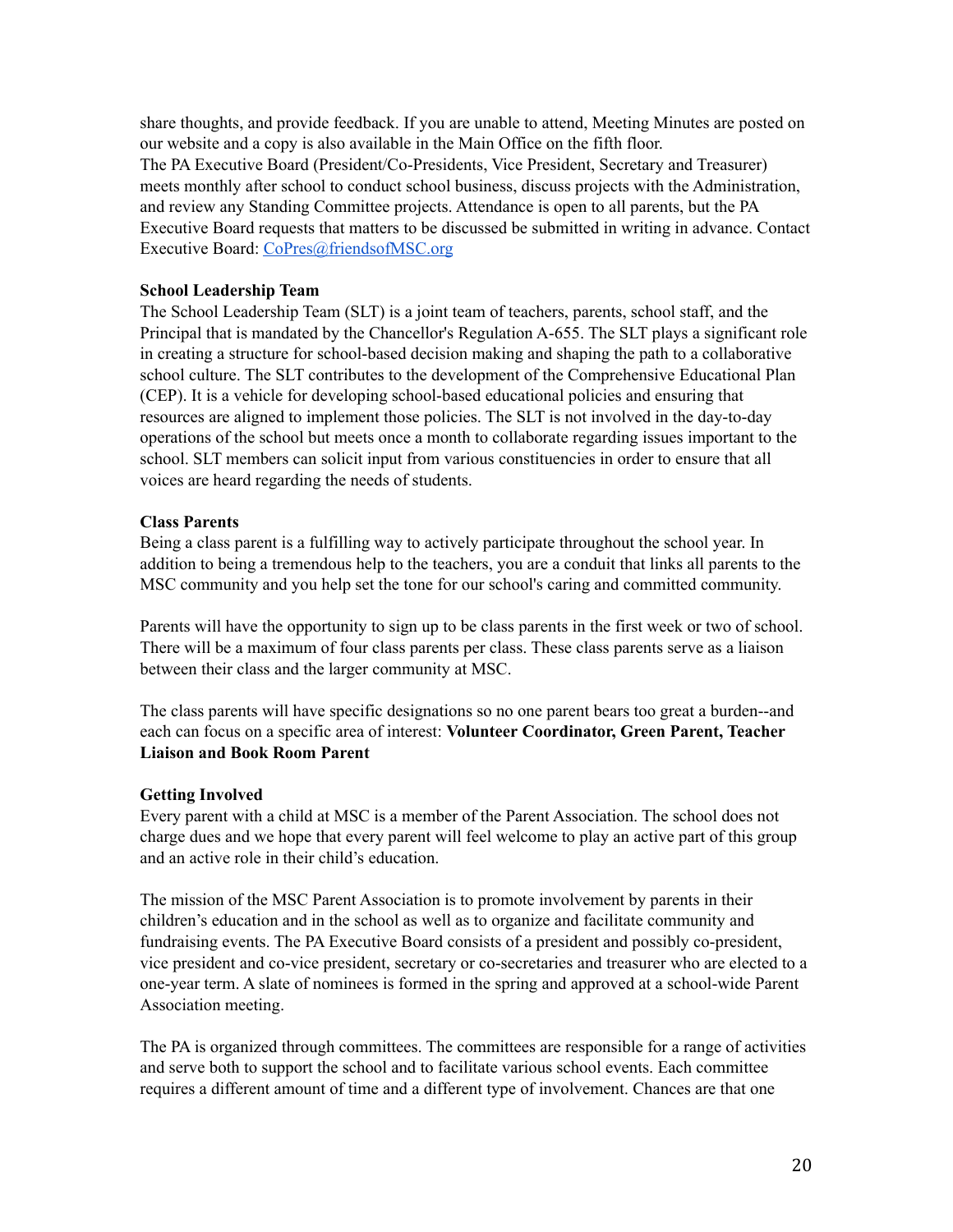share thoughts, and provide feedback. If you are unable to attend, Meeting Minutes are posted on our website and a copy is also available in the Main Office on the fifth floor.
The PA Executive Board (President/Co-Presidents, Vice President, Secretary and Treasurer) meets monthly after school to conduct school business, discuss projects with the Administration, and review any Standing Committee projects. Attendance is open to all parents, but the PA Executive Board requests that matters to be discussed be submitted in writing in advance. Contact Executive Board: [CoPres@friendsofMSC.org](mailto:CoPres@friendsofMSC.org)

**School Leadership Team**
The School Leadership Team (SLT) is a joint team of teachers, parents, school staff, and the Principal that is mandated by the Chancellor's Regulation A-655. The SLT plays a significant role in creating a structure for school-based decision making and shaping the path to a collaborative school culture. The SLT contributes to the development of the Comprehensive Educational Plan (CEP). It is a vehicle for developing school-based educational policies and ensuring that resources are aligned to implement those policies. The SLT is not involved in the day-to-day operations of the school but meets once a month to collaborate regarding issues important to the school. SLT members can solicit input from various constituencies in order to ensure that all voices are heard regarding the needs of students.

**Class Parents**
Being a class parent is a fulfilling way to actively participate throughout the school year. In addition to being a tremendous help to the teachers, you are a conduit that links all parents to the MSC community and you help set the tone for our school's caring and committed community.

Parents will have the opportunity to sign up to be class parents in the first week or two of school. There will be a maximum of four class parents per class. These class parents serve as a liaison between their class and the larger community at MSC.

The class parents will have specific designations so no one parent bears too great a burden--and each can focus on a specific area of interest: **Volunteer Coordinator, Green Parent, Teacher Liaison and Book Room Parent**

**Getting Involved**
Every parent with a child at MSC is a member of the Parent Association. The school does not charge dues and we hope that every parent will feel welcome to play an active part of this group and an active role in their child's education.

The mission of the MSC Parent Association is to promote involvement by parents in their children's education and in the school as well as to organize and facilitate community and fundraising events. The PA Executive Board consists of a president and possibly co-president, vice president and co-vice president, secretary or co-secretaries and treasurer who are elected to a one-year term. A slate of nominees is formed in the spring and approved at a school-wide Parent Association meeting.

The PA is organized through committees. The committees are responsible for a range of activities and serve both to support the school and to facilitate various school events. Each committee requires a different amount of time and a different type of involvement. Chances are that one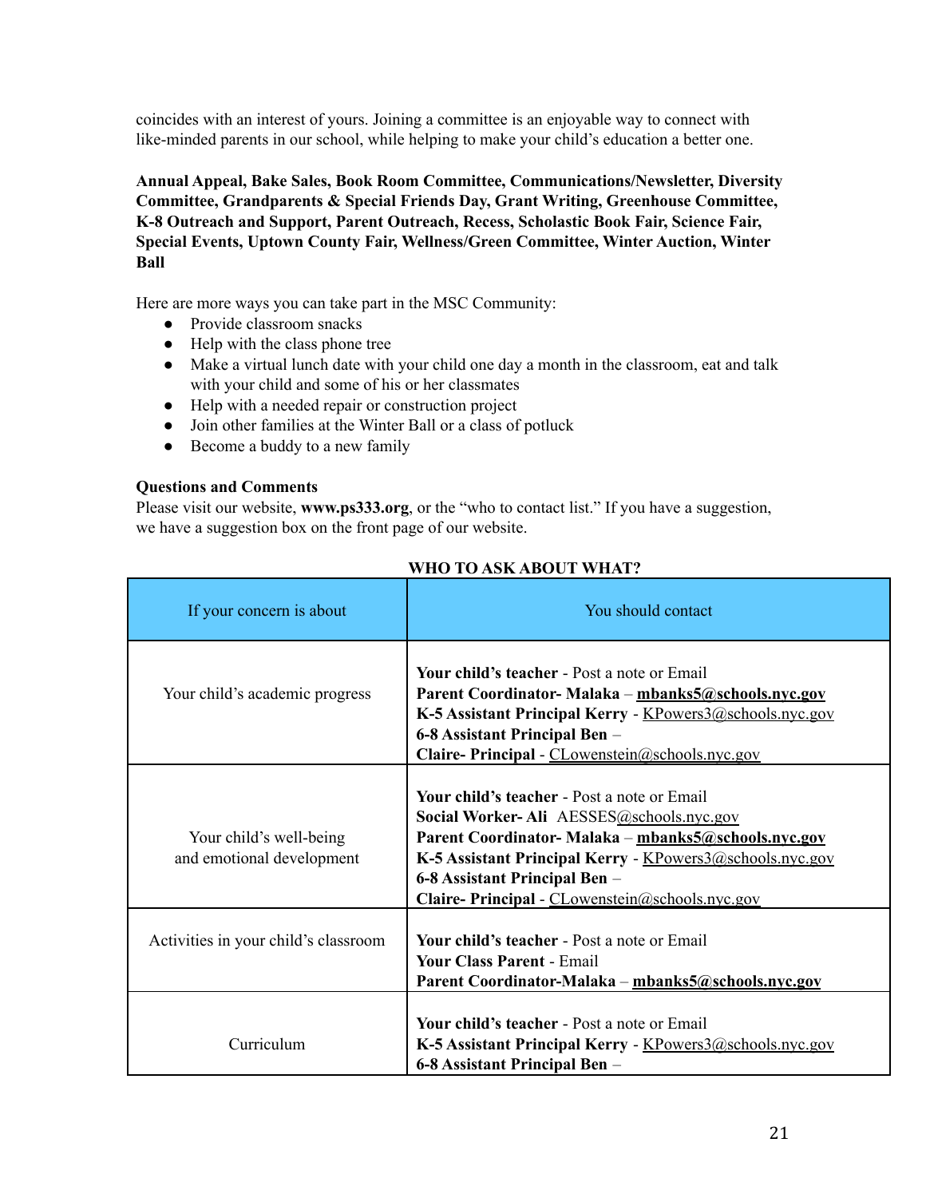coincides with an interest of yours. Joining a committee is an enjoyable way to connect with like-minded parents in our school, while helping to make your child's education a better one.

**Annual Appeal, Bake Sales, Book Room Committee, Communications/Newsletter, Diversity Committee, Grandparents & Special Friends Day, Grant Writing, Greenhouse Committee, K-8 Outreach and Support, Parent Outreach, Recess, Scholastic Book Fair, Science Fair, Special Events, Uptown County Fair, Wellness/Green Committee, Winter Auction, Winter Ball**

Here are more ways you can take part in the MSC Community:

- Provide classroom snacks
- Help with the class phone tree
- Make a virtual lunch date with your child one day a month in the classroom, eat and talk with your child and some of his or her classmates
- Help with a needed repair or construction project
- Join other families at the Winter Ball or a class of potluck
- Become a buddy to a new family

**Questions and Comments**

Please visit our website, **www.ps333.org**, or the "who to contact list." If you have a suggestion, we have a suggestion box on the front page of our website.

**WHO TO ASK ABOUT WHAT?**

| If your concern is about | You should contact |
|---|---|
| Your child's academic progress | **Your child's teacher** - Post a note or Email<br>**Parent Coordinator- Malaka** – **mbanks5@schools.nyc.gov**<br>**K-5 Assistant Principal Kerry** - KPowers3@schools.nyc.gov<br>**6-8 Assistant Principal Ben** –<br>**Claire- Principal** - CLowenstein@schools.nyc.gov |
| Your child's well-being and emotional development | **Your child's teacher** - Post a note or Email<br>**Social Worker- Ali** AESSES@schools.nyc.gov<br>**Parent Coordinator- Malaka** – **mbanks5@schools.nyc.gov**<br>**K-5 Assistant Principal Kerry** - KPowers3@schools.nyc.gov<br>**6-8 Assistant Principal Ben** –<br>**Claire- Principal** - CLowenstein@schools.nyc.gov |
| Activities in your child's classroom | **Your child's teacher** - Post a note or Email<br>**Your Class Parent** - Email<br>**Parent Coordinator-Malaka** – **mbanks5@schools.nyc.gov** |
| Curriculum | **Your child's teacher** - Post a note or Email<br>**K-5 Assistant Principal Kerry** - KPowers3@schools.nyc.gov<br>**6-8 Assistant Principal Ben** – |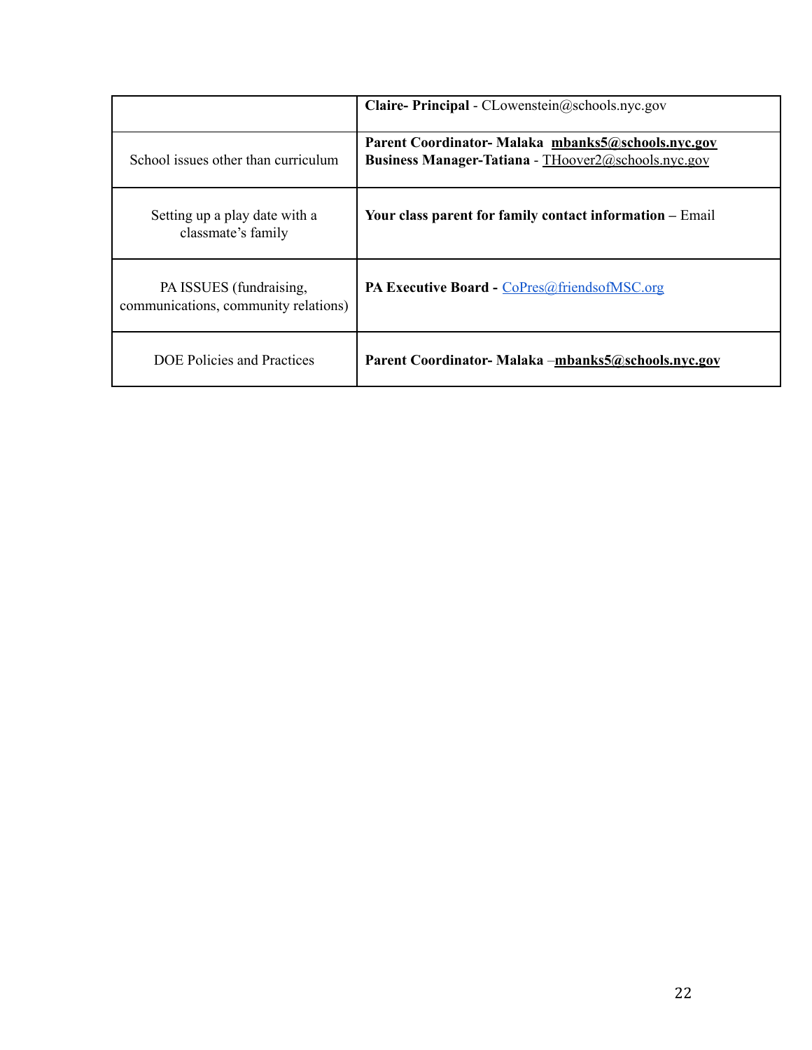| | |
|---|---|
| | **Claire- Principal** - CLowenstein@schools.nyc.gov |
| School issues other than curriculum | **Parent Coordinator- Malaka mbanks5@schools.nyc.gov** **Business Manager-Tatiana** - THoover2@schools.nyc.gov |
| Setting up a play date with a classmate's family | **Your class parent for family contact information –** Email |
| PA ISSUES (fundraising, communications, community relations) | **PA Executive Board -** CoPres@friendsofMSC.org |
| DOE Policies and Practices | **Parent Coordinator- Malaka –mbanks5@schools.nyc.gov** |